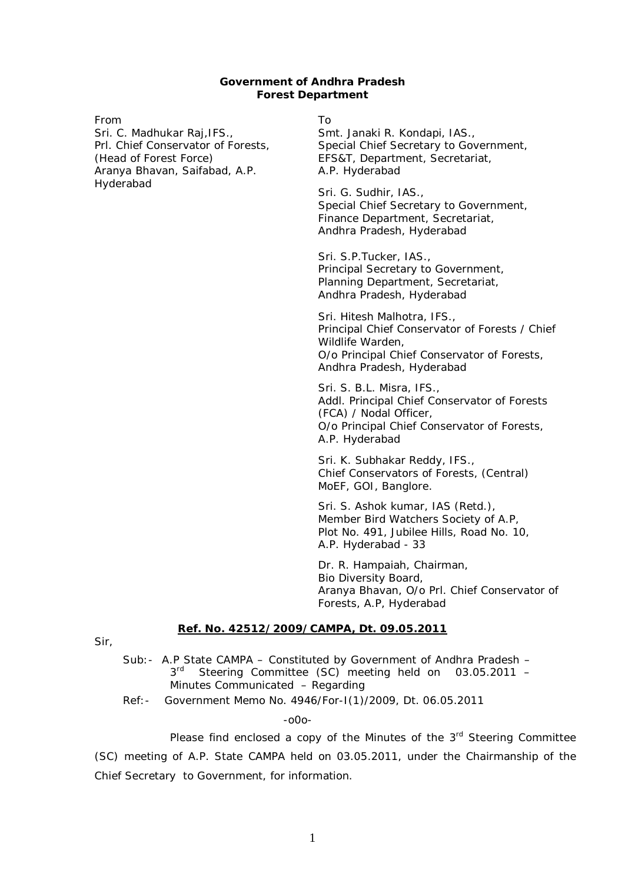**Government of Andhra Pradesh**
**Forest Department**

From
Sri. C. Madhukar Raj,IFS.,
Prl. Chief Conservator of Forests,
(Head of Forest Force)
Aranya Bhavan, Saifabad, A.P.
Hyderabad

To
Smt. Janaki R. Kondapi, IAS.,
Special Chief Secretary to Government,
EFS&T, Department, Secretariat,
A.P. Hyderabad

Sri. G. Sudhir, IAS.,
Special Chief Secretary to Government,
Finance Department, Secretariat,
Andhra Pradesh, Hyderabad

Sri. S.P.Tucker, IAS.,
Principal Secretary to Government,
Planning Department, Secretariat,
Andhra Pradesh, Hyderabad

Sri. Hitesh Malhotra, IFS.,
Principal Chief Conservator of Forests / Chief Wildlife Warden,
O/o Principal Chief Conservator of Forests,
Andhra Pradesh, Hyderabad

Sri. S. B.L. Misra, IFS.,
Addl. Principal Chief Conservator of Forests (FCA) / Nodal Officer,
O/o Principal Chief Conservator of Forests,
A.P. Hyderabad

Sri. K. Subhakar Reddy, IFS.,
Chief Conservators of Forests, (Central)
MoEF, GOI, Banglore.

Sri. S. Ashok kumar, IAS (Retd.),
Member Bird Watchers Society of A.P,
Plot No. 491, Jubilee Hills, Road No. 10,
A.P. Hyderabad - 33

Dr. R. Hampaiah, Chairman,
Bio Diversity Board,
Aranya Bhavan, O/o Prl. Chief Conservator of Forests, A.P, Hyderabad

**Ref. No. 42512/2009/CAMPA, Dt. 09.05.2011**

Sir,

Sub:- A.P State CAMPA – Constituted by Government of Andhra Pradesh – 3rd Steering Committee (SC) meeting held on 03.05.2011 – Minutes Communicated – Regarding

Ref:- Government Memo No. 4946/For-I(1)/2009, Dt. 06.05.2011

-o0o-

Please find enclosed a copy of the Minutes of the 3rd Steering Committee (SC) meeting of A.P. State CAMPA held on 03.05.2011, under the Chairmanship of the Chief Secretary to Government, for information.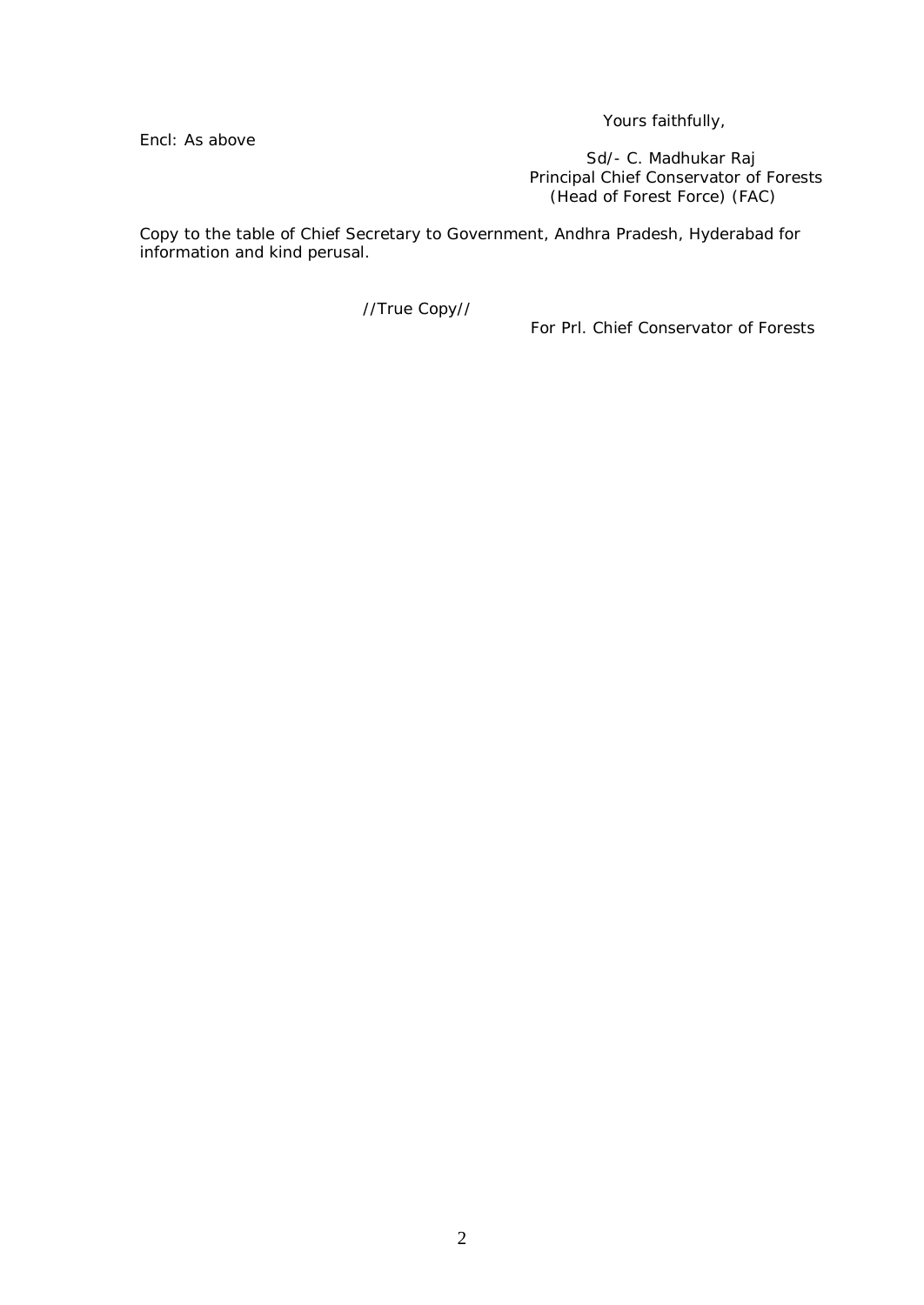Yours faithfully,

Encl: As above

Sd/- C. Madhukar Raj  
Principal Chief Conservator of Forests  
(Head of Forest Force) (FAC)

Copy to the table of Chief Secretary to Government, Andhra Pradesh, Hyderabad for information and kind perusal.

//True Copy//

For Prl. Chief Conservator of Forests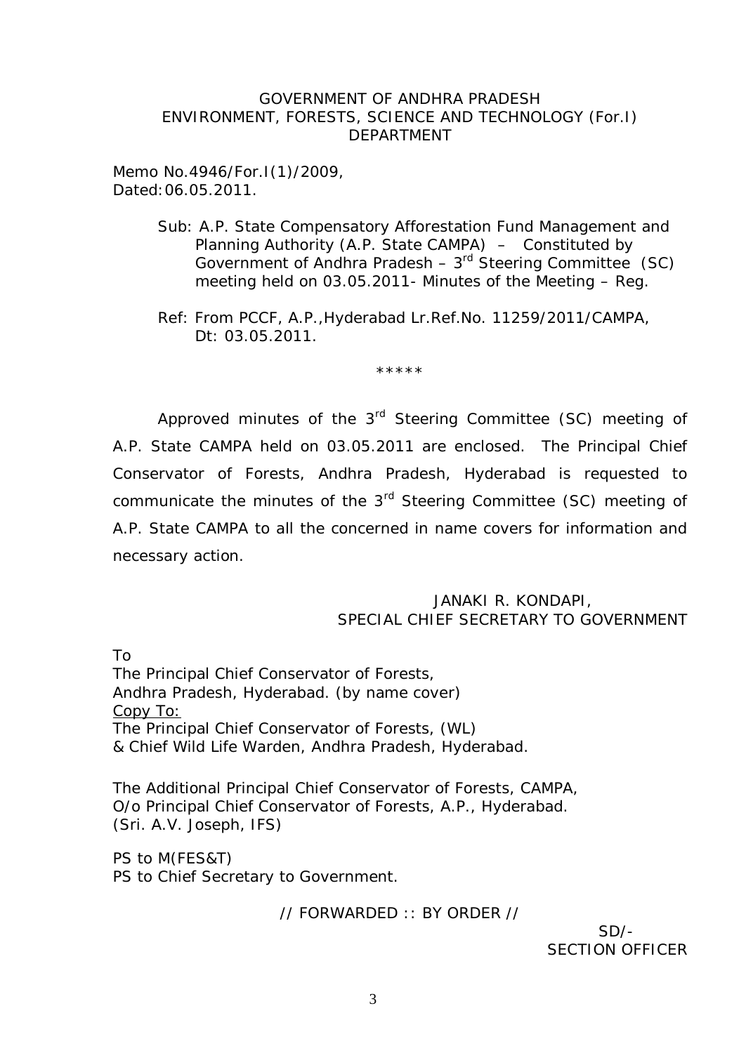GOVERNMENT OF ANDHRA PRADESH
ENVIRONMENT, FORESTS, SCIENCE AND TECHNOLOGY (For.I)
DEPARTMENT

Memo No.4946/For.I(1)/2009,
Dated:06.05.2011.

Sub: A.P. State Compensatory Afforestation Fund Management and Planning Authority (A.P. State CAMPA) – Constituted by Government of Andhra Pradesh – 3rd Steering Committee (SC) meeting held on 03.05.2011- Minutes of the Meeting – Reg.

Ref: From PCCF, A.P.,Hyderabad Lr.Ref.No. 11259/2011/CAMPA, Dt: 03.05.2011.

*****

Approved minutes of the 3rd Steering Committee (SC) meeting of A.P. State CAMPA held on 03.05.2011 are enclosed. The Principal Chief Conservator of Forests, Andhra Pradesh, Hyderabad is requested to communicate the minutes of the 3rd Steering Committee (SC) meeting of A.P. State CAMPA to all the concerned in name covers for information and necessary action.

JANAKI R. KONDAPI,
SPECIAL CHIEF SECRETARY TO GOVERNMENT

To
The Principal Chief Conservator of Forests,
Andhra Pradesh, Hyderabad. (by name cover)
Copy To:
The Principal Chief Conservator of Forests, (WL)
& Chief Wild Life Warden, Andhra Pradesh, Hyderabad.

The Additional Principal Chief Conservator of Forests, CAMPA,
O/o Principal Chief Conservator of Forests, A.P., Hyderabad.
(Sri. A.V. Joseph, IFS)

PS to M(FES&T)
PS to Chief Secretary to Government.

// FORWARDED :: BY ORDER //

SD/-
SECTION OFFICER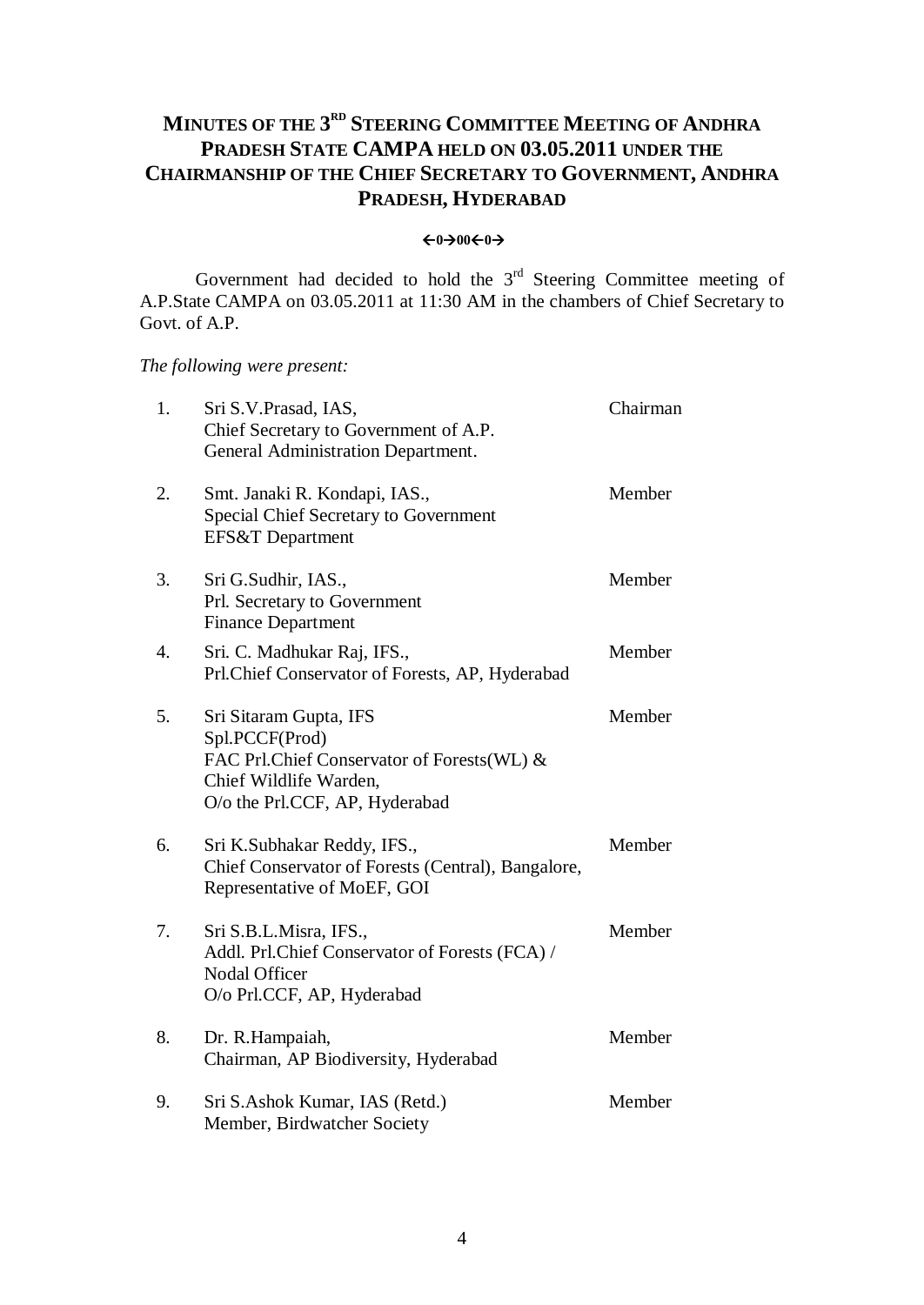# MINUTES OF THE 3RD STEERING COMMITTEE MEETING OF ANDHRA PRADESH STATE CAMPA HELD ON 03.05.2011 UNDER THE CHAIRMANSHIP OF THE CHIEF SECRETARY TO GOVERNMENT, ANDHRA PRADESH, HYDERABAD

←0→00←0→

Government had decided to hold the 3rd Steering Committee meeting of A.P.State CAMPA on 03.05.2011 at 11:30 AM in the chambers of Chief Secretary to Govt. of A.P.

*The following were present:*

| | | |
|---|---|---|
| 1. | Sri S.V.Prasad, IAS,<br>Chief Secretary to Government of A.P.<br>General Administration Department. | Chairman |
| 2. | Smt. Janaki R. Kondapi, IAS.,<br>Special Chief Secretary to Government<br>EFS&T Department | Member |
| 3. | Sri G.Sudhir, IAS.,<br>Prl. Secretary to Government<br>Finance Department | Member |
| 4. | Sri. C. Madhukar Raj, IFS.,<br>Prl.Chief Conservator of Forests, AP, Hyderabad | Member |
| 5. | Sri Sitaram Gupta, IFS<br>Spl.PCCF(Prod)<br>FAC Prl.Chief Conservator of Forests(WL) &<br>Chief Wildlife Warden,<br>O/o the Prl.CCF, AP, Hyderabad | Member |
| 6. | Sri K.Subhakar Reddy, IFS.,<br>Chief Conservator of Forests (Central), Bangalore,<br>Representative of MoEF, GOI | Member |
| 7. | Sri S.B.L.Misra, IFS.,<br>Addl. Prl.Chief Conservator of Forests (FCA) /<br>Nodal Officer<br>O/o Prl.CCF, AP, Hyderabad | Member |
| 8. | Dr. R.Hampaiah,<br>Chairman, AP Biodiversity, Hyderabad | Member |
| 9. | Sri S.Ashok Kumar, IAS (Retd.)<br>Member, Birdwatcher Society | Member |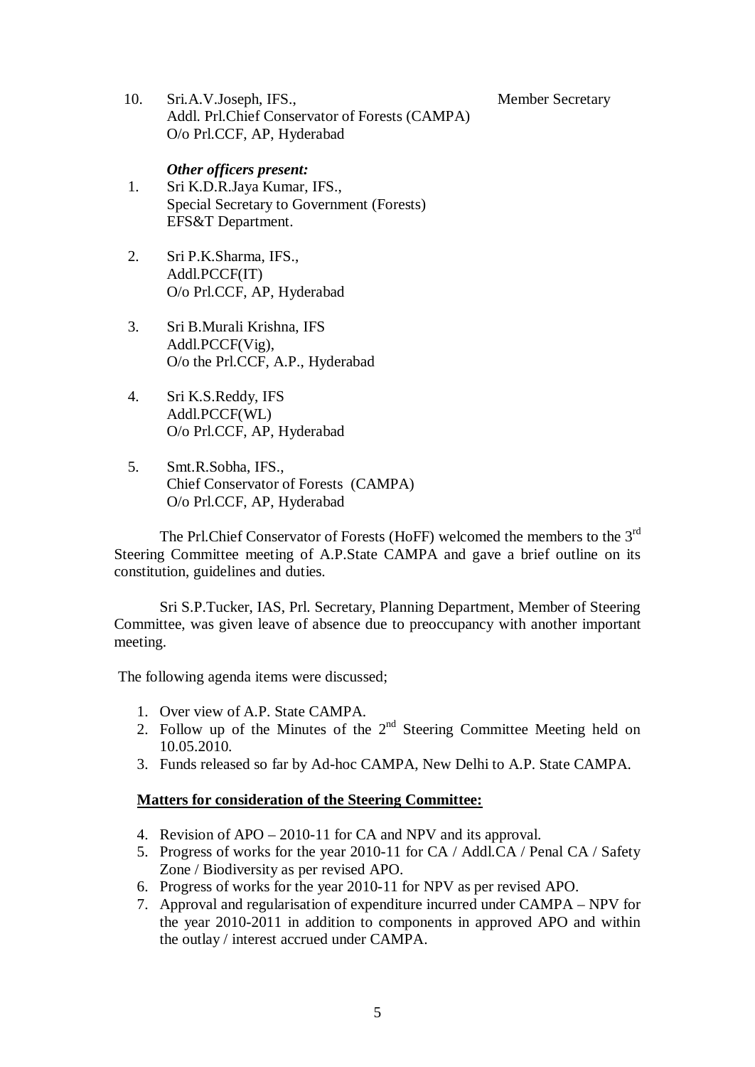10. Sri.A.V.Joseph, IFS., Member Secretary
    Addl. Prl.Chief Conservator of Forests (CAMPA)
    O/o Prl.CCF, AP, Hyderabad

***Other officers present:***

1. Sri K.D.R.Jaya Kumar, IFS.,
   Special Secretary to Government (Forests)
   EFS&T Department.

2. Sri P.K.Sharma, IFS.,
   Addl.PCCF(IT)
   O/o Prl.CCF, AP, Hyderabad

3. Sri B.Murali Krishna, IFS
   Addl.PCCF(Vig),
   O/o the Prl.CCF, A.P., Hyderabad

4. Sri K.S.Reddy, IFS
   Addl.PCCF(WL)
   O/o Prl.CCF, AP, Hyderabad

5. Smt.R.Sobha, IFS.,
   Chief Conservator of Forests (CAMPA)
   O/o Prl.CCF, AP, Hyderabad

The Prl.Chief Conservator of Forests (HoFF) welcomed the members to the 3rd Steering Committee meeting of A.P.State CAMPA and gave a brief outline on its constitution, guidelines and duties.

Sri S.P.Tucker, IAS, Prl. Secretary, Planning Department, Member of Steering Committee, was given leave of absence due to preoccupancy with another important meeting.

The following agenda items were discussed;

1. Over view of A.P. State CAMPA.
2. Follow up of the Minutes of the 2nd Steering Committee Meeting held on 10.05.2010.
3. Funds released so far by Ad-hoc CAMPA, New Delhi to A.P. State CAMPA.

**Matters for consideration of the Steering Committee:**

4. Revision of APO – 2010-11 for CA and NPV and its approval.
5. Progress of works for the year 2010-11 for CA / Addl.CA / Penal CA / Safety Zone / Biodiversity as per revised APO.
6. Progress of works for the year 2010-11 for NPV as per revised APO.
7. Approval and regularisation of expenditure incurred under CAMPA – NPV for the year 2010-2011 in addition to components in approved APO and within the outlay / interest accrued under CAMPA.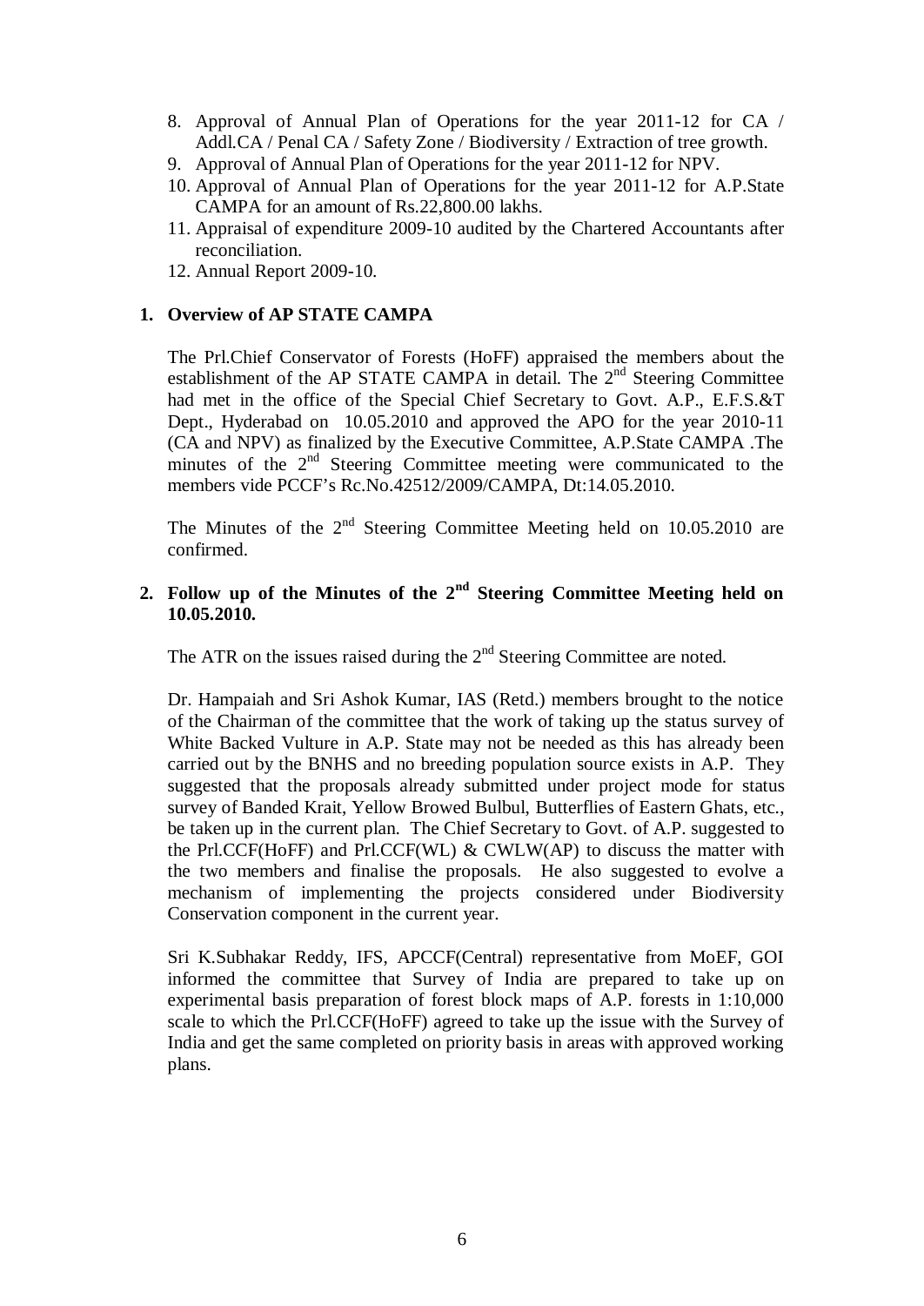8. Approval of Annual Plan of Operations for the year 2011-12 for CA / Addl.CA / Penal CA / Safety Zone / Biodiversity / Extraction of tree growth.
9. Approval of Annual Plan of Operations for the year 2011-12 for NPV.
10. Approval of Annual Plan of Operations for the year 2011-12 for A.P.State CAMPA for an amount of Rs.22,800.00 lakhs.
11. Appraisal of expenditure 2009-10 audited by the Chartered Accountants after reconciliation.
12. Annual Report 2009-10.

**1. Overview of AP STATE CAMPA**

The Prl.Chief Conservator of Forests (HoFF) appraised the members about the establishment of the AP STATE CAMPA in detail. The 2nd Steering Committee had met in the office of the Special Chief Secretary to Govt. A.P., E.F.S.&T Dept., Hyderabad on 10.05.2010 and approved the APO for the year 2010-11 (CA and NPV) as finalized by the Executive Committee, A.P.State CAMPA .The minutes of the 2nd Steering Committee meeting were communicated to the members vide PCCF's Rc.No.42512/2009/CAMPA, Dt:14.05.2010.

The Minutes of the 2nd Steering Committee Meeting held on 10.05.2010 are confirmed.

**2. Follow up of the Minutes of the 2nd Steering Committee Meeting held on 10.05.2010.**

The ATR on the issues raised during the 2nd Steering Committee are noted.

Dr. Hampaiah and Sri Ashok Kumar, IAS (Retd.) members brought to the notice of the Chairman of the committee that the work of taking up the status survey of White Backed Vulture in A.P. State may not be needed as this has already been carried out by the BNHS and no breeding population source exists in A.P. They suggested that the proposals already submitted under project mode for status survey of Banded Krait, Yellow Browed Bulbul, Butterflies of Eastern Ghats, etc., be taken up in the current plan. The Chief Secretary to Govt. of A.P. suggested to the Prl.CCF(HoFF) and Prl.CCF(WL) & CWLW(AP) to discuss the matter with the two members and finalise the proposals. He also suggested to evolve a mechanism of implementing the projects considered under Biodiversity Conservation component in the current year.

Sri K.Subhakar Reddy, IFS, APCCF(Central) representative from MoEF, GOI informed the committee that Survey of India are prepared to take up on experimental basis preparation of forest block maps of A.P. forests in 1:10,000 scale to which the Prl.CCF(HoFF) agreed to take up the issue with the Survey of India and get the same completed on priority basis in areas with approved working plans.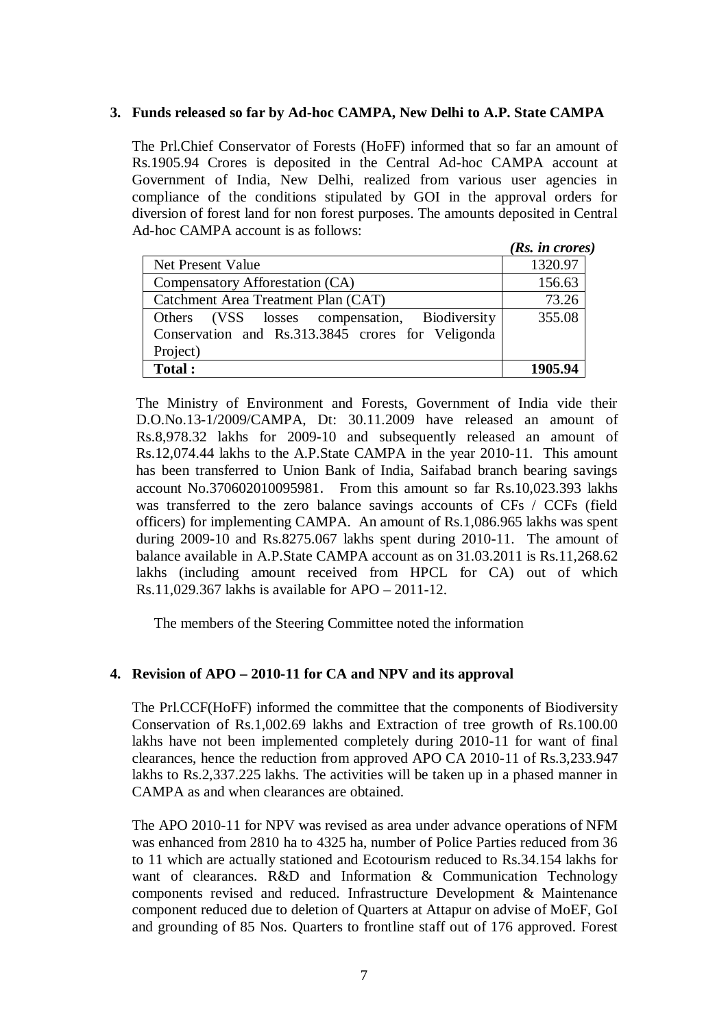### 3. Funds released so far by Ad-hoc CAMPA, New Delhi to A.P. State CAMPA

The Prl.Chief Conservator of Forests (HoFF) informed that so far an amount of Rs.1905.94 Crores is deposited in the Central Ad-hoc CAMPA account at Government of India, New Delhi, realized from various user agencies in compliance of the conditions stipulated by GOI in the approval orders for diversion of forest land for non forest purposes. The amounts deposited in Central Ad-hoc CAMPA account is as follows:

*(Rs. in crores)*

| | |
|---|---|
| Net Present Value | 1320.97 |
| Compensatory Afforestation (CA) | 156.63 |
| Catchment Area Treatment Plan (CAT) | 73.26 |
| Others (VSS losses compensation, Biodiversity Conservation and Rs.313.3845 crores for Veligonda Project) | 355.08 |
| **Total :** | **1905.94** |

The Ministry of Environment and Forests, Government of India vide their D.O.No.13-1/2009/CAMPA, Dt: 30.11.2009 have released an amount of Rs.8,978.32 lakhs for 2009-10 and subsequently released an amount of Rs.12,074.44 lakhs to the A.P.State CAMPA in the year 2010-11. This amount has been transferred to Union Bank of India, Saifabad branch bearing savings account No.370602010095981. From this amount so far Rs.10,023.393 lakhs was transferred to the zero balance savings accounts of CFs / CCFs (field officers) for implementing CAMPA. An amount of Rs.1,086.965 lakhs was spent during 2009-10 and Rs.8275.067 lakhs spent during 2010-11. The amount of balance available in A.P.State CAMPA account as on 31.03.2011 is Rs.11,268.62 lakhs (including amount received from HPCL for CA) out of which Rs.11,029.367 lakhs is available for APO – 2011-12.

The members of the Steering Committee noted the information

### 4. Revision of APO – 2010-11 for CA and NPV and its approval

The Prl.CCF(HoFF) informed the committee that the components of Biodiversity Conservation of Rs.1,002.69 lakhs and Extraction of tree growth of Rs.100.00 lakhs have not been implemented completely during 2010-11 for want of final clearances, hence the reduction from approved APO CA 2010-11 of Rs.3,233.947 lakhs to Rs.2,337.225 lakhs. The activities will be taken up in a phased manner in CAMPA as and when clearances are obtained.

The APO 2010-11 for NPV was revised as area under advance operations of NFM was enhanced from 2810 ha to 4325 ha, number of Police Parties reduced from 36 to 11 which are actually stationed and Ecotourism reduced to Rs.34.154 lakhs for want of clearances. R&D and Information & Communication Technology components revised and reduced. Infrastructure Development & Maintenance component reduced due to deletion of Quarters at Attapur on advise of MoEF, GoI and grounding of 85 Nos. Quarters to frontline staff out of 176 approved. Forest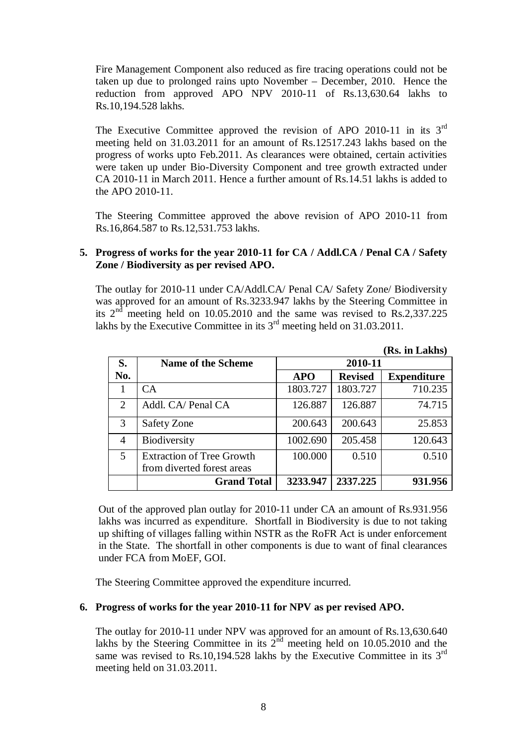Fire Management Component also reduced as fire tracing operations could not be taken up due to prolonged rains upto November – December, 2010. Hence the reduction from approved APO NPV 2010-11 of Rs.13,630.64 lakhs to Rs.10,194.528 lakhs.

The Executive Committee approved the revision of APO 2010-11 in its 3rd meeting held on 31.03.2011 for an amount of Rs.12517.243 lakhs based on the progress of works upto Feb.2011. As clearances were obtained, certain activities were taken up under Bio-Diversity Component and tree growth extracted under CA 2010-11 in March 2011. Hence a further amount of Rs.14.51 lakhs is added to the APO 2010-11.

The Steering Committee approved the above revision of APO 2010-11 from Rs.16,864.587 to Rs.12,531.753 lakhs.

**5. Progress of works for the year 2010-11 for CA / Addl.CA / Penal CA / Safety Zone / Biodiversity as per revised APO.**

The outlay for 2010-11 under CA/Addl.CA/ Penal CA/ Safety Zone/ Biodiversity was approved for an amount of Rs.3233.947 lakhs by the Steering Committee in its 2nd meeting held on 10.05.2010 and the same was revised to Rs.2,337.225 lakhs by the Executive Committee in its 3rd meeting held on 31.03.2011.

**(Rs. in Lakhs)**

| S. No. | Name of the Scheme | 2010-11 | | |
|---|---|---|---|---|
| | | **APO** | **Revised** | **Expenditure** |
| 1 | CA | 1803.727 | 1803.727 | 710.235 |
| 2 | Addl. CA/ Penal CA | 126.887 | 126.887 | 74.715 |
| 3 | Safety Zone | 200.643 | 200.643 | 25.853 |
| 4 | Biodiversity | 1002.690 | 205.458 | 120.643 |
| 5 | Extraction of Tree Growth from diverted forest areas | 100.000 | 0.510 | 0.510 |
| | **Grand Total** | **3233.947** | **2337.225** | **931.956** |

Out of the approved plan outlay for 2010-11 under CA an amount of Rs.931.956 lakhs was incurred as expenditure. Shortfall in Biodiversity is due to not taking up shifting of villages falling within NSTR as the RoFR Act is under enforcement in the State. The shortfall in other components is due to want of final clearances under FCA from MoEF, GOI.

The Steering Committee approved the expenditure incurred.

**6. Progress of works for the year 2010-11 for NPV as per revised APO.**

The outlay for 2010-11 under NPV was approved for an amount of Rs.13,630.640 lakhs by the Steering Committee in its 2nd meeting held on 10.05.2010 and the same was revised to Rs.10,194.528 lakhs by the Executive Committee in its 3rd meeting held on 31.03.2011.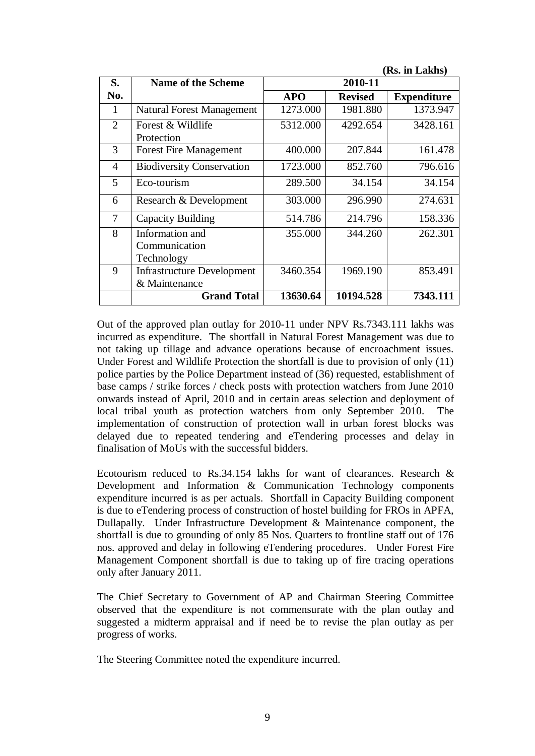(Rs. in Lakhs)

| S. No. | Name of the Scheme | 2010-11 | | |
|---|---|---|---|---|
| | | **APO** | **Revised** | **Expenditure** |
| 1 | Natural Forest Management | 1273.000 | 1981.880 | 1373.947 |
| 2 | Forest & Wildlife Protection | 5312.000 | 4292.654 | 3428.161 |
| 3 | Forest Fire Management | 400.000 | 207.844 | 161.478 |
| 4 | Biodiversity Conservation | 1723.000 | 852.760 | 796.616 |
| 5 | Eco-tourism | 289.500 | 34.154 | 34.154 |
| 6 | Research & Development | 303.000 | 296.990 | 274.631 |
| 7 | Capacity Building | 514.786 | 214.796 | 158.336 |
| 8 | Information and Communication Technology | 355.000 | 344.260 | 262.301 |
| 9 | Infrastructure Development & Maintenance | 3460.354 | 1969.190 | 853.491 |
| | **Grand Total** | **13630.64** | **10194.528** | **7343.111** |

Out of the approved plan outlay for 2010-11 under NPV Rs.7343.111 lakhs was incurred as expenditure. The shortfall in Natural Forest Management was due to not taking up tillage and advance operations because of encroachment issues. Under Forest and Wildlife Protection the shortfall is due to provision of only (11) police parties by the Police Department instead of (36) requested, establishment of base camps / strike forces / check posts with protection watchers from June 2010 onwards instead of April, 2010 and in certain areas selection and deployment of local tribal youth as protection watchers from only September 2010. The implementation of construction of protection wall in urban forest blocks was delayed due to repeated tendering and eTendering processes and delay in finalisation of MoUs with the successful bidders.

Ecotourism reduced to Rs.34.154 lakhs for want of clearances. Research & Development and Information & Communication Technology components expenditure incurred is as per actuals. Shortfall in Capacity Building component is due to eTendering process of construction of hostel building for FROs in APFA, Dullapally. Under Infrastructure Development & Maintenance component, the shortfall is due to grounding of only 85 Nos. Quarters to frontline staff out of 176 nos. approved and delay in following eTendering procedures. Under Forest Fire Management Component shortfall is due to taking up of fire tracing operations only after January 2011.

The Chief Secretary to Government of AP and Chairman Steering Committee observed that the expenditure is not commensurate with the plan outlay and suggested a midterm appraisal and if need be to revise the plan outlay as per progress of works.

The Steering Committee noted the expenditure incurred.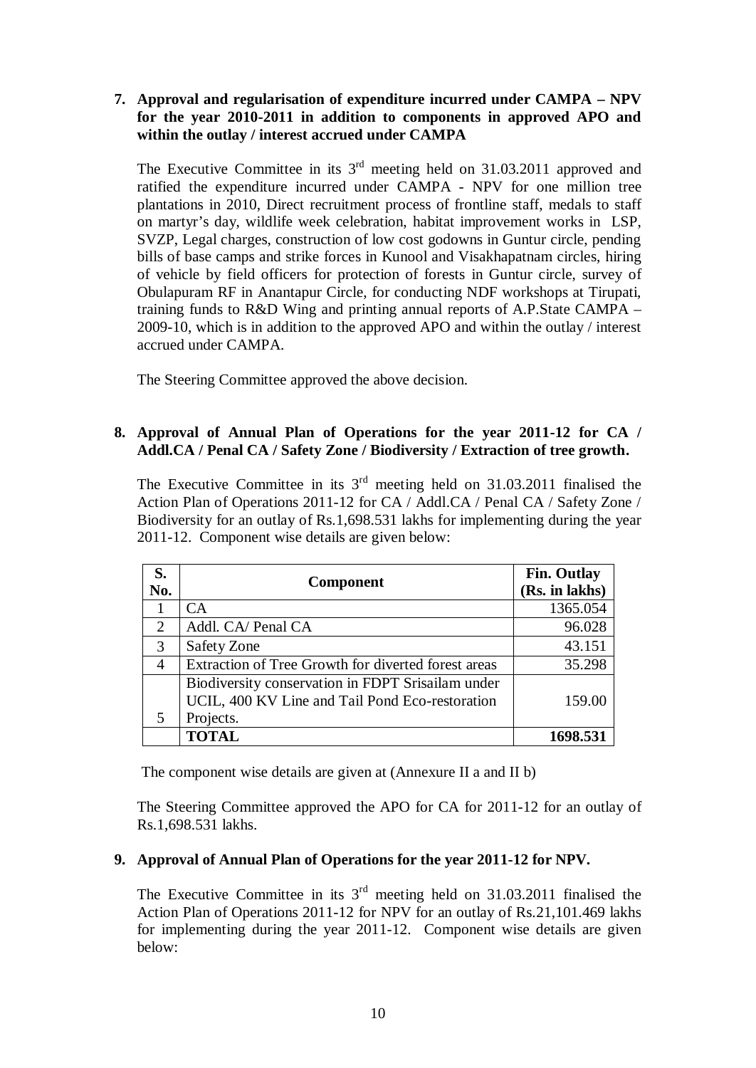**7. Approval and regularisation of expenditure incurred under CAMPA – NPV for the year 2010-2011 in addition to components in approved APO and within the outlay / interest accrued under CAMPA**

The Executive Committee in its 3rd meeting held on 31.03.2011 approved and ratified the expenditure incurred under CAMPA - NPV for one million tree plantations in 2010, Direct recruitment process of frontline staff, medals to staff on martyr's day, wildlife week celebration, habitat improvement works in LSP, SVZP, Legal charges, construction of low cost godowns in Guntur circle, pending bills of base camps and strike forces in Kunool and Visakhapatnam circles, hiring of vehicle by field officers for protection of forests in Guntur circle, survey of Obulapuram RF in Anantapur Circle, for conducting NDF workshops at Tirupati, training funds to R&D Wing and printing annual reports of A.P.State CAMPA – 2009-10, which is in addition to the approved APO and within the outlay / interest accrued under CAMPA.

The Steering Committee approved the above decision.

**8. Approval of Annual Plan of Operations for the year 2011-12 for CA / Addl.CA / Penal CA / Safety Zone / Biodiversity / Extraction of tree growth.**

The Executive Committee in its 3rd meeting held on 31.03.2011 finalised the Action Plan of Operations 2011-12 for CA / Addl.CA / Penal CA / Safety Zone / Biodiversity for an outlay of Rs.1,698.531 lakhs for implementing during the year 2011-12. Component wise details are given below:

| S. No. | Component | Fin. Outlay (Rs. in lakhs) |
|---|---|---|
| 1 | CA | 1365.054 |
| 2 | Addl. CA/ Penal CA | 96.028 |
| 3 | Safety Zone | 43.151 |
| 4 | Extraction of Tree Growth for diverted forest areas | 35.298 |
| 5 | Biodiversity conservation in FDPT Srisailam under UCIL, 400 KV Line and Tail Pond Eco-restoration Projects. | 159.00 |
| | **TOTAL** | **1698.531** |

The component wise details are given at (Annexure II a and II b)

The Steering Committee approved the APO for CA for 2011-12 for an outlay of Rs.1,698.531 lakhs.

**9. Approval of Annual Plan of Operations for the year 2011-12 for NPV.**

The Executive Committee in its 3rd meeting held on 31.03.2011 finalised the Action Plan of Operations 2011-12 for NPV for an outlay of Rs.21,101.469 lakhs for implementing during the year 2011-12. Component wise details are given below: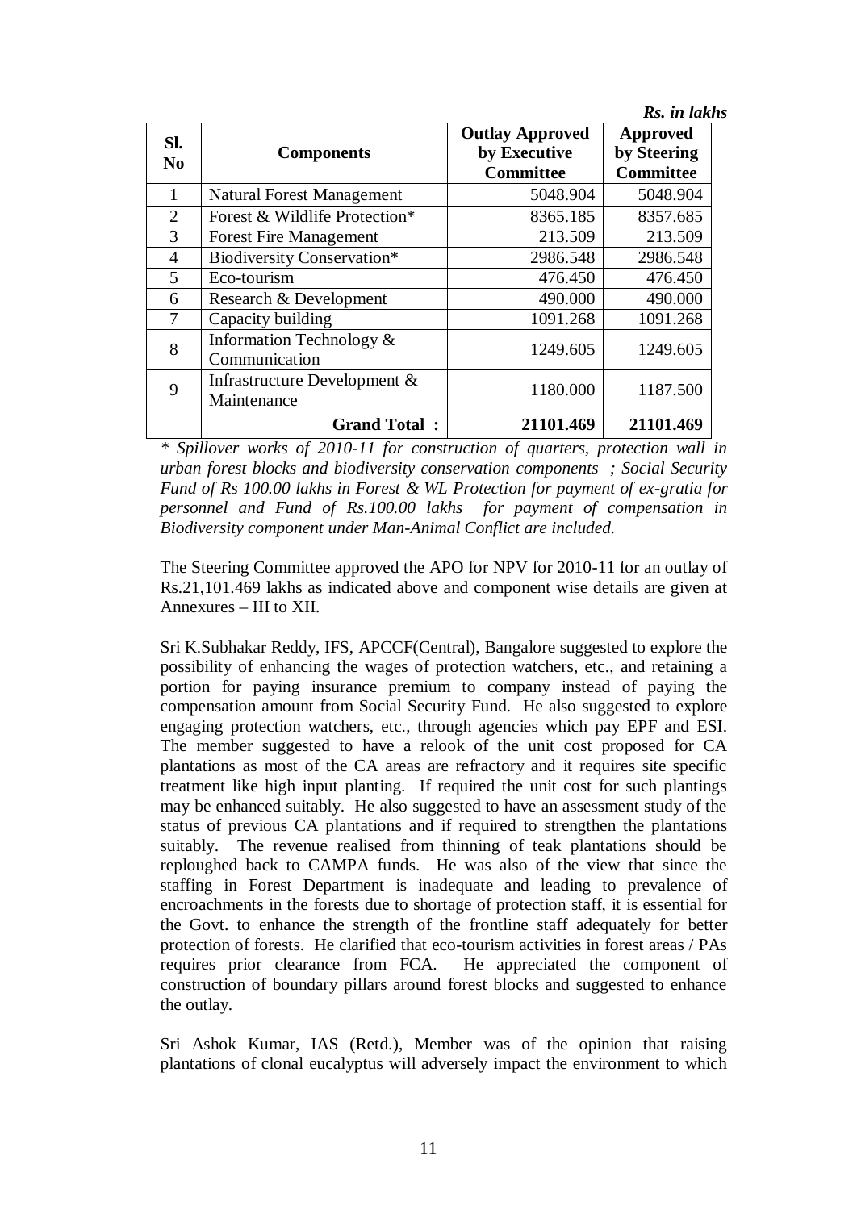***Rs. in lakhs***

| Sl. No | Components | Outlay Approved by Executive Committee | Approved by Steering Committee |
|---|---|---|---|
| 1 | Natural Forest Management | 5048.904 | 5048.904 |
| 2 | Forest & Wildlife Protection* | 8365.185 | 8357.685 |
| 3 | Forest Fire Management | 213.509 | 213.509 |
| 4 | Biodiversity Conservation* | 2986.548 | 2986.548 |
| 5 | Eco-tourism | 476.450 | 476.450 |
| 6 | Research & Development | 490.000 | 490.000 |
| 7 | Capacity building | 1091.268 | 1091.268 |
| 8 | Information Technology & Communication | 1249.605 | 1249.605 |
| 9 | Infrastructure Development & Maintenance | 1180.000 | 1187.500 |
| | **Grand Total :** | **21101.469** | **21101.469** |

*\* Spillover works of 2010-11 for construction of quarters, protection wall in urban forest blocks and biodiversity conservation components ; Social Security Fund of Rs 100.00 lakhs in Forest & WL Protection for payment of ex-gratia for personnel and Fund of Rs.100.00 lakhs for payment of compensation in Biodiversity component under Man-Animal Conflict are included.*

The Steering Committee approved the APO for NPV for 2010-11 for an outlay of Rs.21,101.469 lakhs as indicated above and component wise details are given at Annexures – III to XII.

Sri K.Subhakar Reddy, IFS, APCCF(Central), Bangalore suggested to explore the possibility of enhancing the wages of protection watchers, etc., and retaining a portion for paying insurance premium to company instead of paying the compensation amount from Social Security Fund. He also suggested to explore engaging protection watchers, etc., through agencies which pay EPF and ESI. The member suggested to have a relook of the unit cost proposed for CA plantations as most of the CA areas are refractory and it requires site specific treatment like high input planting. If required the unit cost for such plantings may be enhanced suitably. He also suggested to have an assessment study of the status of previous CA plantations and if required to strengthen the plantations suitably. The revenue realised from thinning of teak plantations should be reploughed back to CAMPA funds. He was also of the view that since the staffing in Forest Department is inadequate and leading to prevalence of encroachments in the forests due to shortage of protection staff, it is essential for the Govt. to enhance the strength of the frontline staff adequately for better protection of forests. He clarified that eco-tourism activities in forest areas / PAs requires prior clearance from FCA. He appreciated the component of construction of boundary pillars around forest blocks and suggested to enhance the outlay.

Sri Ashok Kumar, IAS (Retd.), Member was of the opinion that raising plantations of clonal eucalyptus will adversely impact the environment to which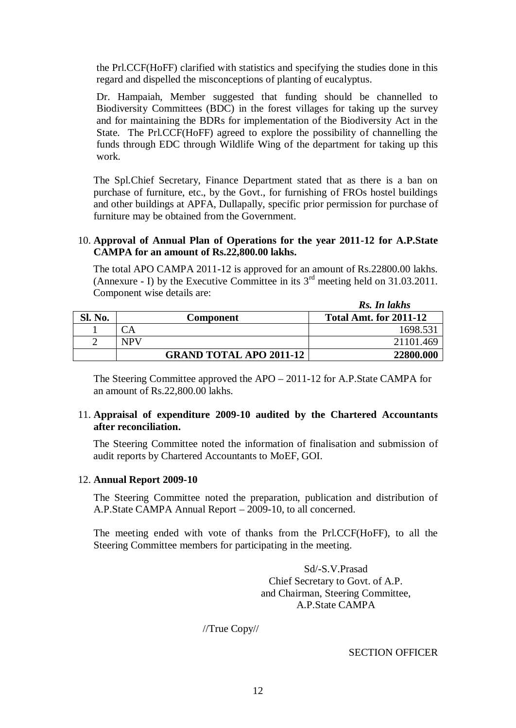the Prl.CCF(HoFF) clarified with statistics and specifying the studies done in this regard and dispelled the misconceptions of planting of eucalyptus.

Dr. Hampaiah, Member suggested that funding should be channelled to Biodiversity Committees (BDC) in the forest villages for taking up the survey and for maintaining the BDRs for implementation of the Biodiversity Act in the State. The Prl.CCF(HoFF) agreed to explore the possibility of channelling the funds through EDC through Wildlife Wing of the department for taking up this work.

The Spl.Chief Secretary, Finance Department stated that as there is a ban on purchase of furniture, etc., by the Govt., for furnishing of FROs hostel buildings and other buildings at APFA, Dullapally, specific prior permission for purchase of furniture may be obtained from the Government.

10. **Approval of Annual Plan of Operations for the year 2011-12 for A.P.State CAMPA for an amount of Rs.22,800.00 lakhs.**

    The total APO CAMPA 2011-12 is approved for an amount of Rs.22800.00 lakhs. (Annexure - I) by the Executive Committee in its 3rd meeting held on 31.03.2011. Component wise details are:

    ***Rs. In lakhs***

| Sl. No. | Component | Total Amt. for 2011-12 |
|---|---|---|
| 1 | CA | 1698.531 |
| 2 | NPV | 21101.469 |
| | **GRAND TOTAL APO 2011-12** | **22800.000** |

The Steering Committee approved the APO – 2011-12 for A.P.State CAMPA for an amount of Rs.22,800.00 lakhs.

11. **Appraisal of expenditure 2009-10 audited by the Chartered Accountants after reconciliation.**

    The Steering Committee noted the information of finalisation and submission of audit reports by Chartered Accountants to MoEF, GOI.

12. **Annual Report 2009-10**

    The Steering Committee noted the preparation, publication and distribution of A.P.State CAMPA Annual Report – 2009-10, to all concerned.

The meeting ended with vote of thanks from the Prl.CCF(HoFF), to all the Steering Committee members for participating in the meeting.

Sd/-S.V.Prasad
Chief Secretary to Govt. of A.P.
and Chairman, Steering Committee,
A.P.State CAMPA

//True Copy//

SECTION OFFICER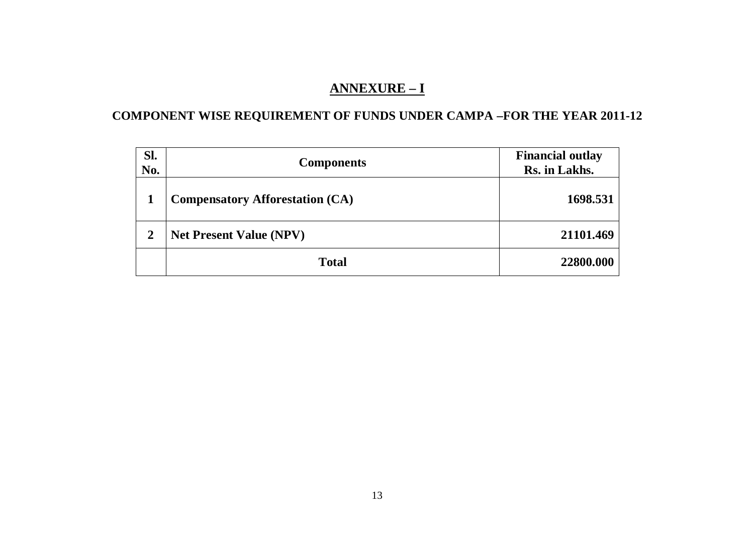# ANNEXURE – I

## COMPONENT WISE REQUIREMENT OF FUNDS UNDER CAMPA –FOR THE YEAR 2011-12

| Sl. No. | Components | Financial outlay Rs. in Lakhs. |
|---|---|---|
| **1** | **Compensatory Afforestation (CA)** | **1698.531** |
| **2** | **Net Present Value (NPV)** | **21101.469** |
| | **Total** | **22800.000** |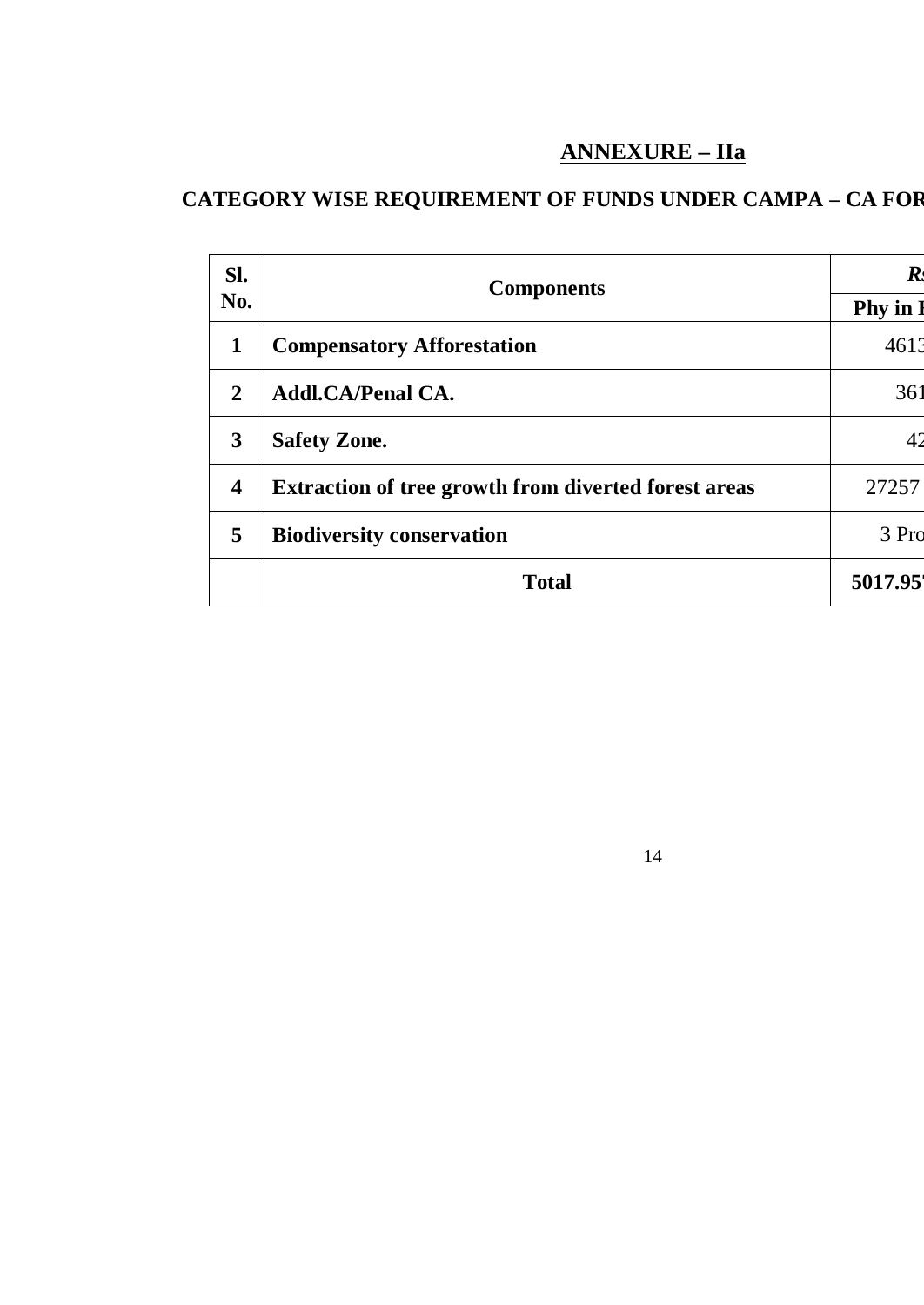# ANNEXURE – IIa

## CATEGORY WISE REQUIREMENT OF FUNDS UNDER CAMPA – CA FOR

| Sl. No. | Components | *Rs* |
|---|---|---|
| | | **Phy in I** |
| **1** | **Compensatory Afforestation** | 4613 |
| **2** | **Addl.CA/Penal CA.** | 361 |
| **3** | **Safety Zone.** | 42 |
| **4** | **Extraction of tree growth from diverted forest areas** | 27257 |
| **5** | **Biodiversity conservation** | 3 Pro |
| | **Total** | **5017.95** |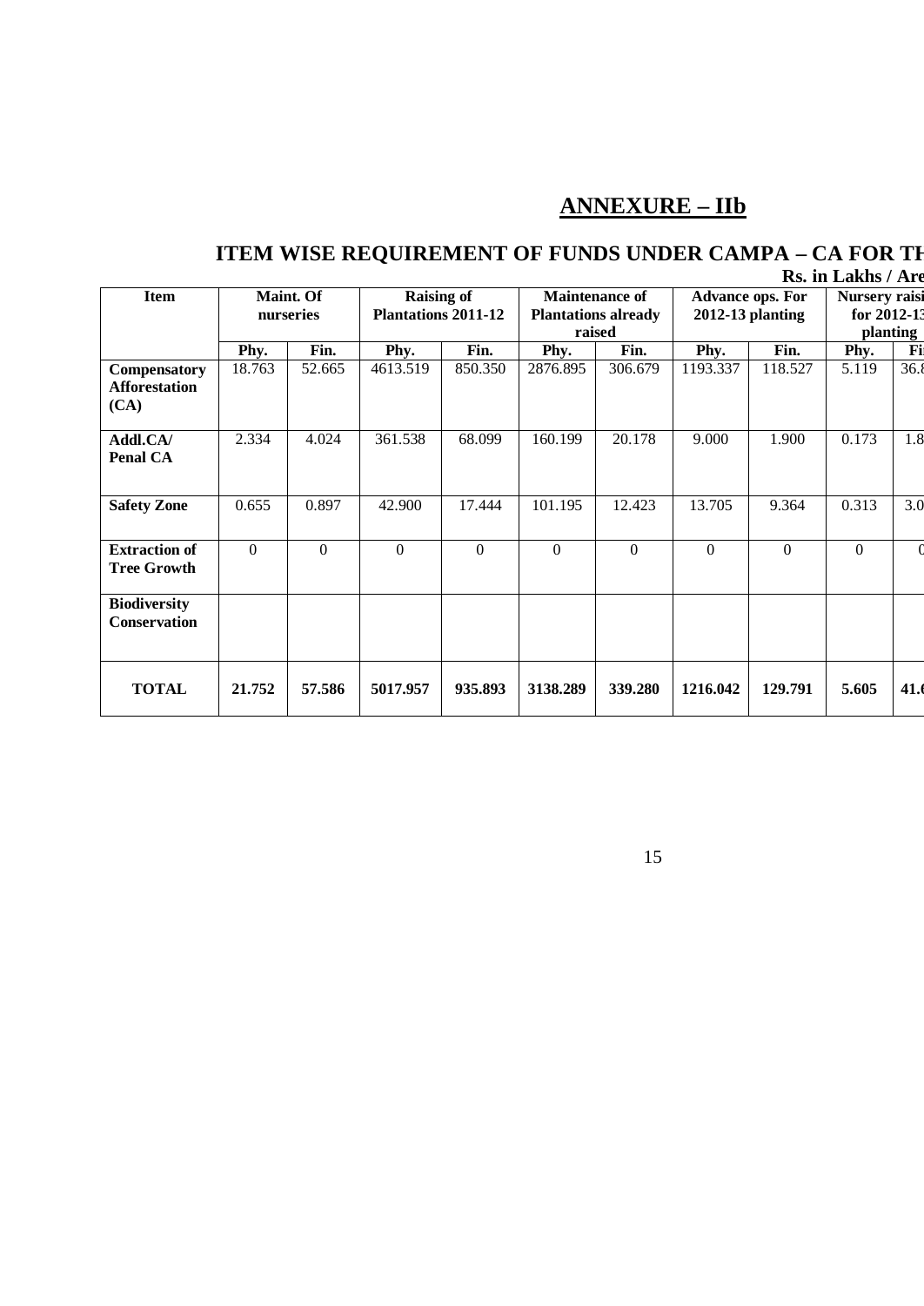## ANNEXURE – IIb

### ITEM WISE REQUIREMENT OF FUNDS UNDER CAMPA – CA FOR TH

**Rs. in Lakhs / Are**

| Item | Maint. Of nurseries | | Raising of Plantations 2011-12 | | Maintenance of Plantations already raised | | Advance ops. For 2012-13 planting | | Nursery raisi for 2012-13 planting | |
|---|---|---|---|---|---|---|---|---|---|---|
| | Phy. | Fin. | Phy. | Fin. | Phy. | Fin. | Phy. | Fin. | Phy. | Fi |
| **Compensatory Afforestation (CA)** | 18.763 | 52.665 | 4613.519 | 850.350 | 2876.895 | 306.679 | 1193.337 | 118.527 | 5.119 | 36.8 |
| **Addl.CA/ Penal CA** | 2.334 | 4.024 | 361.538 | 68.099 | 160.199 | 20.178 | 9.000 | 1.900 | 0.173 | 1.8 |
| **Safety Zone** | 0.655 | 0.897 | 42.900 | 17.444 | 101.195 | 12.423 | 13.705 | 9.364 | 0.313 | 3.0 |
| **Extraction of Tree Growth** | 0 | 0 | 0 | 0 | 0 | 0 | 0 | 0 | 0 | 0 |
| **Biodiversity Conservation** | | | | | | | | | | |
| **TOTAL** | **21.752** | **57.586** | **5017.957** | **935.893** | **3138.289** | **339.280** | **1216.042** | **129.791** | **5.605** | **41.6** |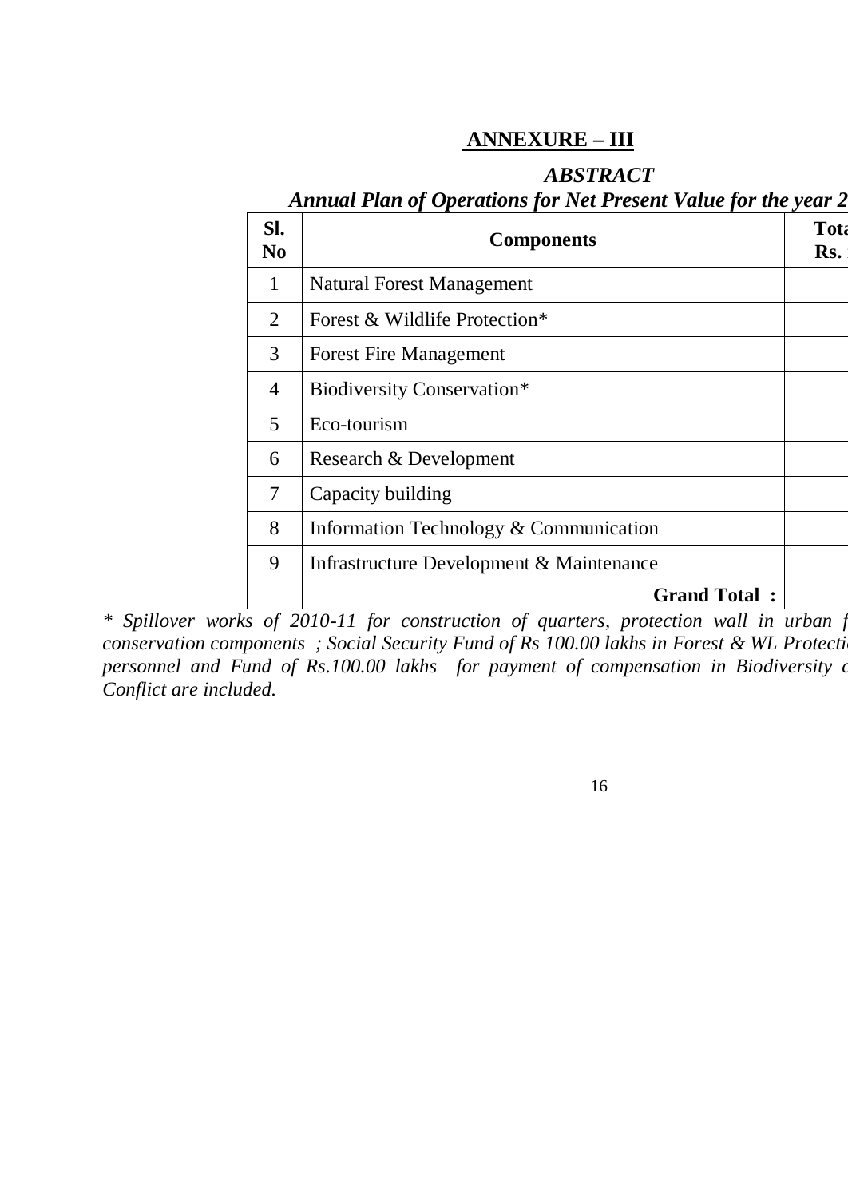## ANNEXURE – III

### *ABSTRACT*

### *Annual Plan of Operations for Net Present Value for the year 2*

| Sl. No | Components | Tota Rs. |
|---|---|---|
| 1 | Natural Forest Management | |
| 2 | Forest & Wildlife Protection* | |
| 3 | Forest Fire Management | |
| 4 | Biodiversity Conservation* | |
| 5 | Eco-tourism | |
| 6 | Research & Development | |
| 7 | Capacity building | |
| 8 | Information Technology & Communication | |
| 9 | Infrastructure Development & Maintenance | |
| | **Grand Total :** | |

*\* Spillover works of 2010-11 for construction of quarters, protection wall in urban f conservation components ; Social Security Fund of Rs 100.00 lakhs in Forest & WL Protecti personnel and Fund of Rs.100.00 lakhs for payment of compensation in Biodiversity c Conflict are included.*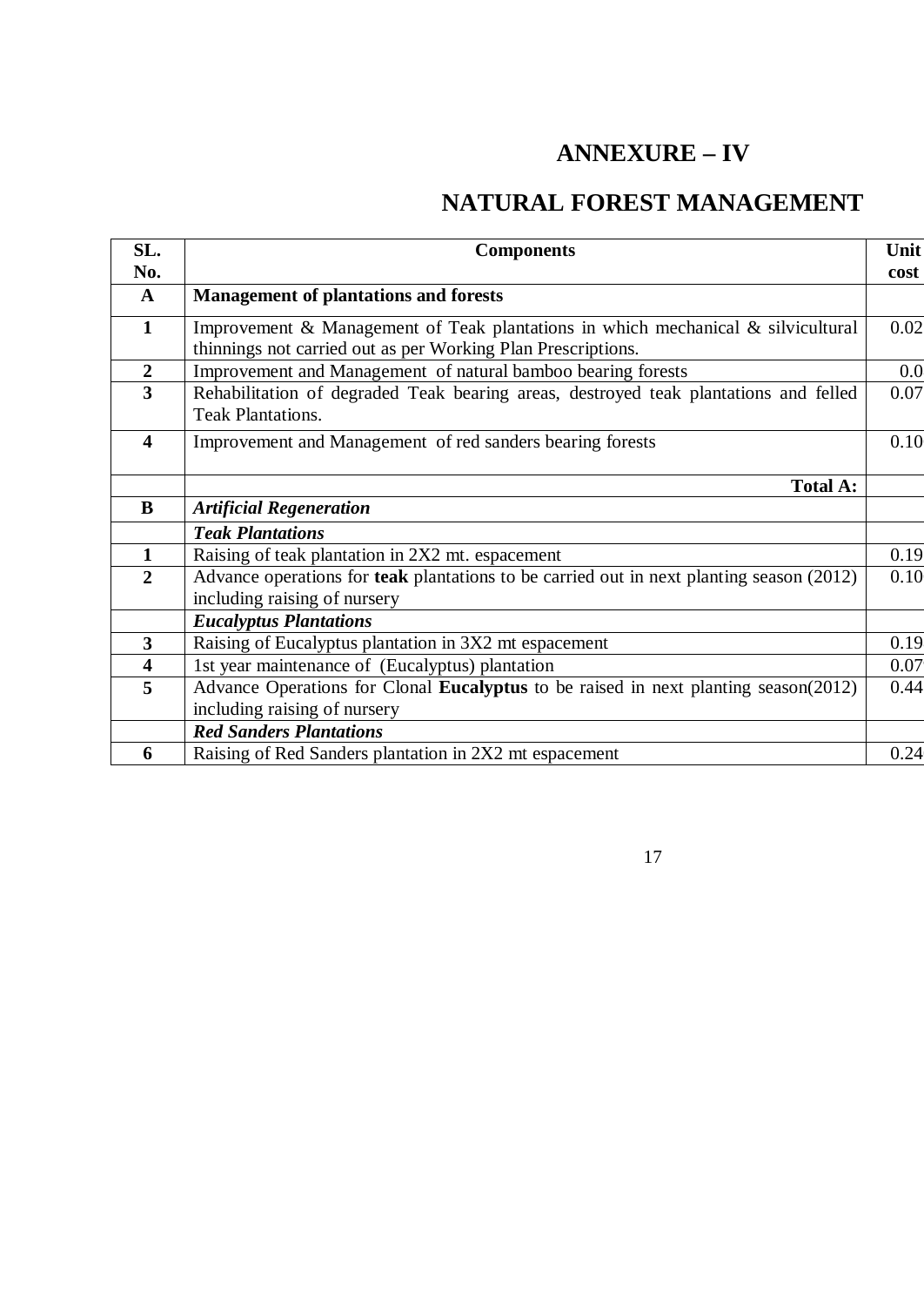# ANNEXURE – IV

## NATURAL FOREST MANAGEMENT

| SL. No. | Components | Unit cost |
|---|---|---|
| **A** | **Management of plantations and forests** | |
| **1** | Improvement & Management of Teak plantations in which mechanical & silvicultural thinnings not carried out as per Working Plan Prescriptions. | 0.02 |
| **2** | Improvement and Management of natural bamboo bearing forests | 0.0 |
| **3** | Rehabilitation of degraded Teak bearing areas, destroyed teak plantations and felled Teak Plantations. | 0.07 |
| **4** | Improvement and Management of red sanders bearing forests | 0.10 |
| | **Total A:** | |
| **B** | ***Artificial Regeneration*** | |
| | ***Teak Plantations*** | |
| **1** | Raising of teak plantation in 2X2 mt. espacement | 0.19 |
| **2** | Advance operations for **teak** plantations to be carried out in next planting season (2012) including raising of nursery | 0.10 |
| | ***Eucalyptus Plantations*** | |
| **3** | Raising of Eucalyptus plantation in 3X2 mt espacement | 0.19 |
| **4** | 1st year maintenance of (Eucalyptus) plantation | 0.07 |
| **5** | Advance Operations for Clonal **Eucalyptus** to be raised in next planting season(2012) including raising of nursery | 0.44 |
| | ***Red Sanders Plantations*** | |
| **6** | Raising of Red Sanders plantation in 2X2 mt espacement | 0.24 |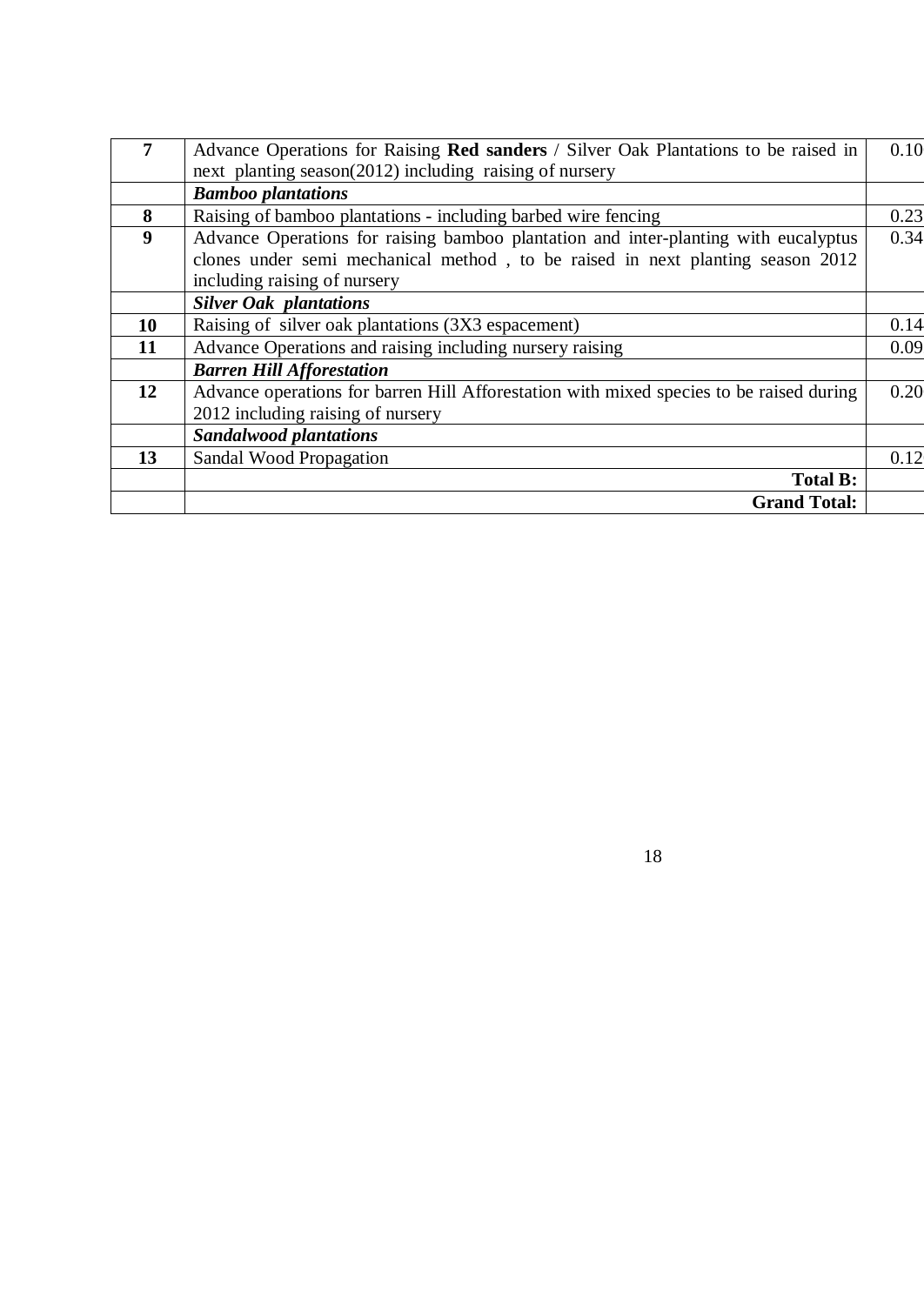| | | |
|---|---|---|
| **7** | Advance Operations for Raising **Red sanders** / Silver Oak Plantations to be raised in next planting season(2012) including raising of nursery | 0.10 |
| | ***Bamboo plantations*** | |
| **8** | Raising of bamboo plantations - including barbed wire fencing | 0.23 |
| **9** | Advance Operations for raising bamboo plantation and inter-planting with eucalyptus clones under semi mechanical method , to be raised in next planting season 2012 including raising of nursery | 0.34 |
| | ***Silver Oak plantations*** | |
| **10** | Raising of silver oak plantations (3X3 espacement) | 0.14 |
| **11** | Advance Operations and raising including nursery raising | 0.09 |
| | ***Barren Hill Afforestation*** | |
| **12** | Advance operations for barren Hill Afforestation with mixed species to be raised during 2012 including raising of nursery | 0.20 |
| | ***Sandalwood plantations*** | |
| **13** | Sandal Wood Propagation | 0.12 |
| | **Total B:** | |
| | **Grand Total:** | |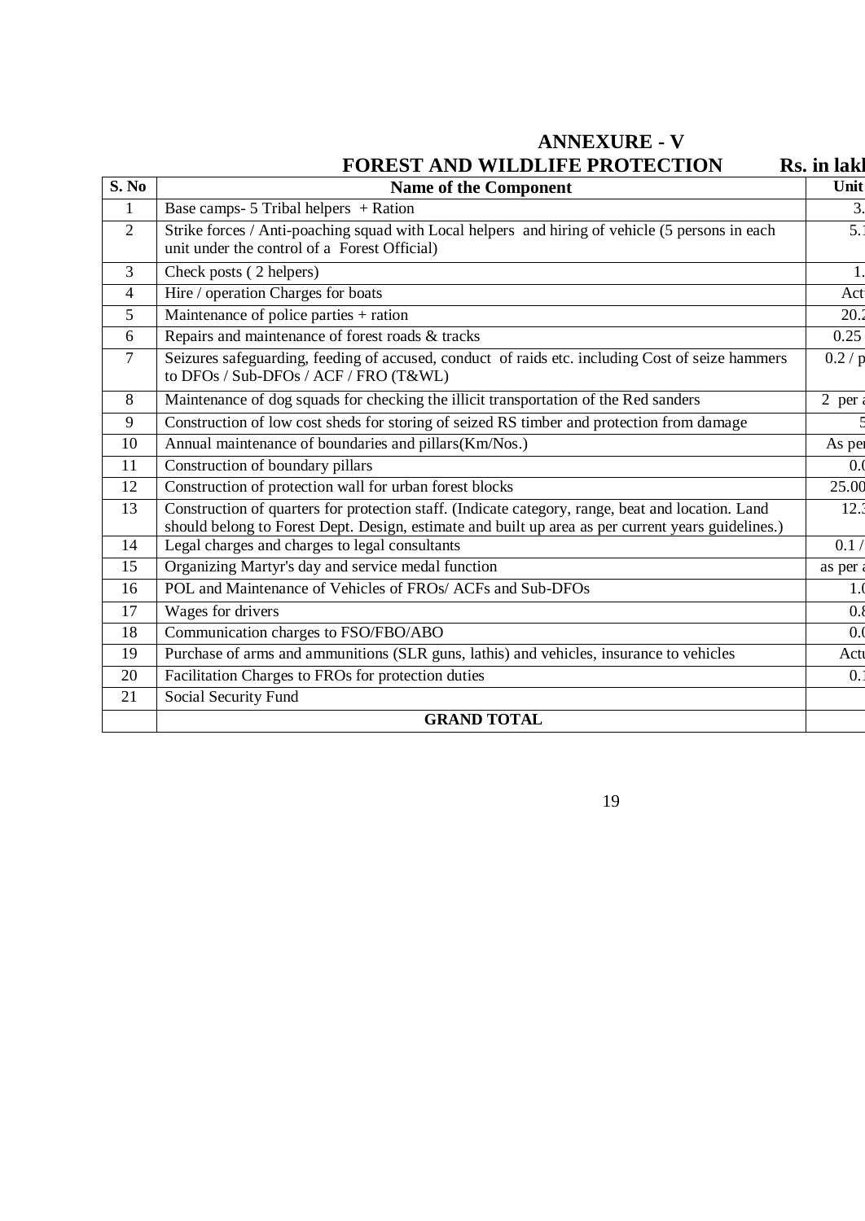# ANNEXURE - V

## FOREST AND WILDLIFE PROTECTION Rs. in lakh

| S. No | Name of the Component | Unit |
|---|---|---|
| 1 | Base camps- 5 Tribal helpers + Ration | 3. |
| 2 | Strike forces / Anti-poaching squad with Local helpers and hiring of vehicle (5 persons in each unit under the control of a Forest Official) | 5. |
| 3 | Check posts ( 2 helpers) | 1. |
| 4 | Hire / operation Charges for boats | Act |
| 5 | Maintenance of police parties + ration | 20. |
| 6 | Repairs and maintenance of forest roads & tracks | 0.25 |
| 7 | Seizures safeguarding, feeding of accused, conduct of raids etc. including Cost of seize hammers to DFOs / Sub-DFOs / ACF / FRO (T&WL) | 0.2 / p |
| 8 | Maintenance of dog squads for checking the illicit transportation of the Red sanders | 2 per |
| 9 | Construction of low cost sheds for storing of seized RS timber and protection from damage | 5 |
| 10 | Annual maintenance of boundaries and pillars(Km/Nos.) | As per |
| 11 | Construction of boundary pillars | 0.0 |
| 12 | Construction of protection wall for urban forest blocks | 25.00 |
| 13 | Construction of quarters for protection staff. (Indicate category, range, beat and location. Land should belong to Forest Dept. Design, estimate and built up area as per current years guidelines.) | 12. |
| 14 | Legal charges and charges to legal consultants | 0.1 / |
| 15 | Organizing Martyr's day and service medal function | as per |
| 16 | POL and Maintenance of Vehicles of FROs/ ACFs and Sub-DFOs | 1.0 |
| 17 | Wages for drivers | 0.8 |
| 18 | Communication charges to FSO/FBO/ABO | 0.0 |
| 19 | Purchase of arms and ammunitions (SLR guns, lathis) and vehicles, insurance to vehicles | Actu |
| 20 | Facilitation Charges to FROs for protection duties | 0. |
| 21 | Social Security Fund | |
| | **GRAND TOTAL** | |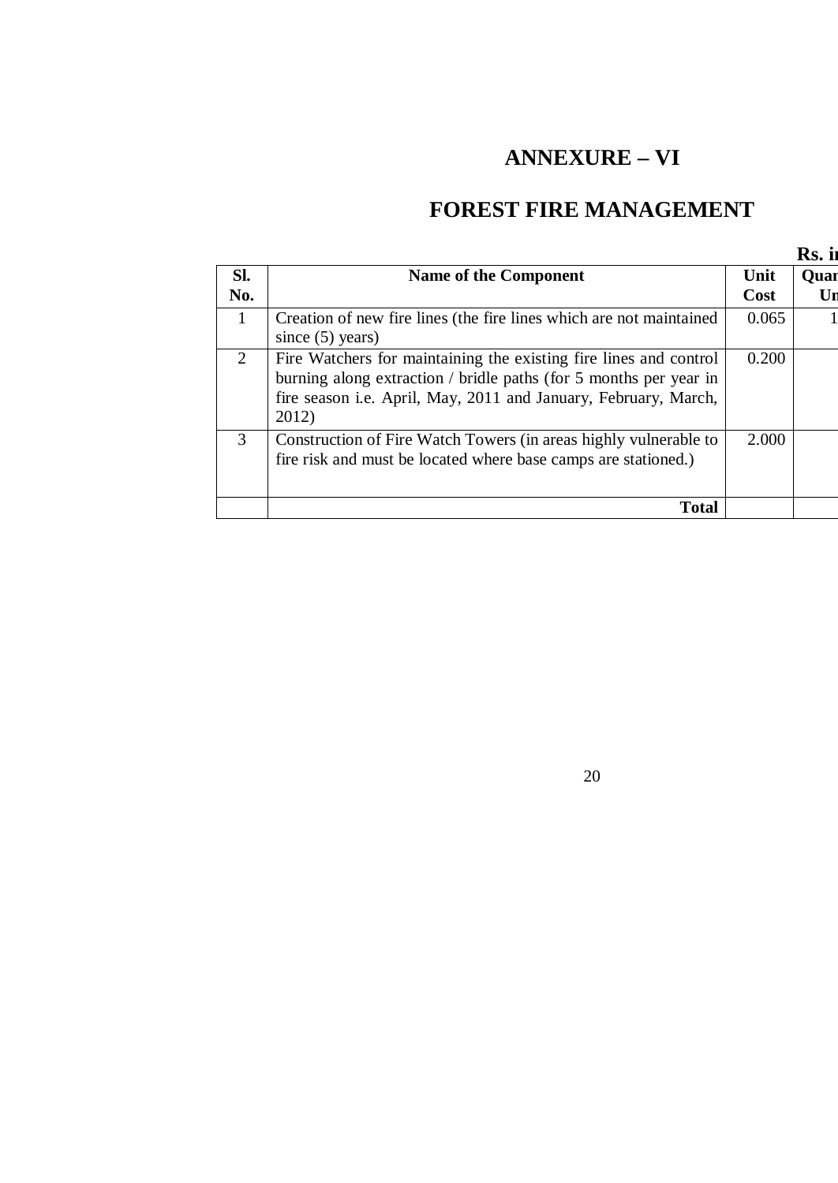# ANNEXURE – VI

# FOREST FIRE MANAGEMENT

**Rs. i**

| Sl. No. | Name of the Component | Unit Cost | Quan Un |
|---|---|---|---|
| 1 | Creation of new fire lines (the fire lines which are not maintained since (5) years) | 0.065 | 1 |
| 2 | Fire Watchers for maintaining the existing fire lines and control burning along extraction / bridle paths (for 5 months per year in fire season i.e. April, May, 2011 and January, February, March, 2012) | 0.200 | |
| 3 | Construction of Fire Watch Towers (in areas highly vulnerable to fire risk and must be located where base camps are stationed.) | 2.000 | |
| | **Total** | | |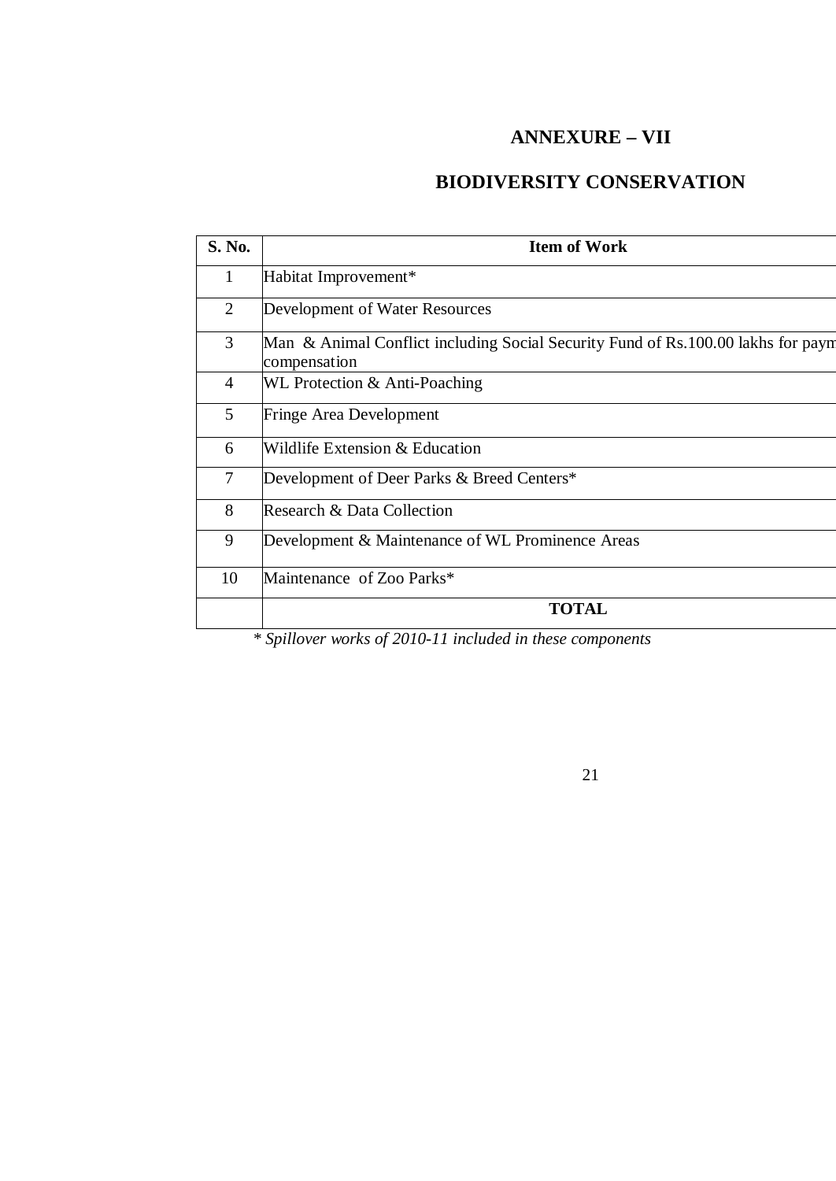# ANNEXURE – VII

## BIODIVERSITY CONSERVATION

| S. No. | Item of Work |
|---|---|
| 1 | Habitat Improvement* |
| 2 | Development of Water Resources |
| 3 | Man & Animal Conflict including Social Security Fund of Rs.100.00 lakhs for paym compensation |
| 4 | WL Protection & Anti-Poaching |
| 5 | Fringe Area Development |
| 6 | Wildlife Extension & Education |
| 7 | Development of Deer Parks & Breed Centers* |
| 8 | Research & Data Collection |
| 9 | Development & Maintenance of WL Prominence Areas |
| 10 | Maintenance of Zoo Parks* |
| | **TOTAL** |

*\* Spillover works of 2010-11 included in these components*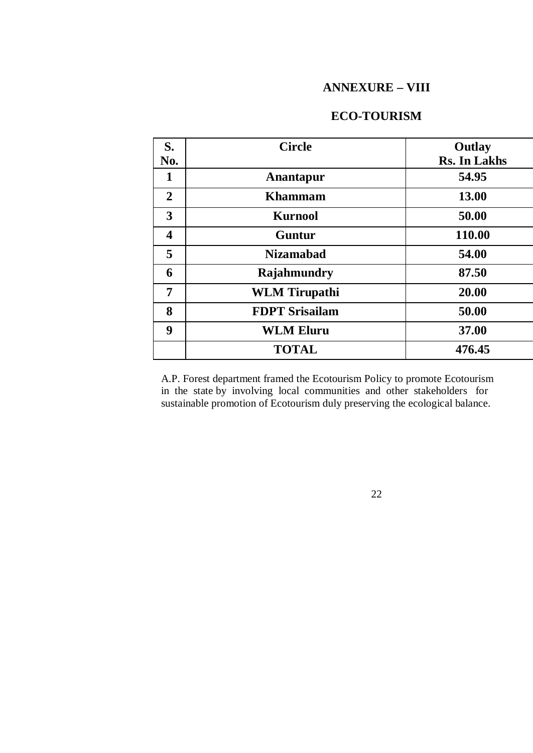## ANNEXURE – VIII

## ECO-TOURISM

| S. No. | Circle | Outlay Rs. In Lakhs |
|---|---|---|
| **1** | **Anantapur** | **54.95** |
| **2** | **Khammam** | **13.00** |
| **3** | **Kurnool** | **50.00** |
| **4** | **Guntur** | **110.00** |
| **5** | **Nizamabad** | **54.00** |
| **6** | **Rajahmundry** | **87.50** |
| **7** | **WLM Tirupathi** | **20.00** |
| **8** | **FDPT Srisailam** | **50.00** |
| **9** | **WLM Eluru** | **37.00** |
| | **TOTAL** | **476.45** |

A.P. Forest department framed the Ecotourism Policy to promote Ecotourism in the state by involving local communities and other stakeholders for sustainable promotion of Ecotourism duly preserving the ecological balance.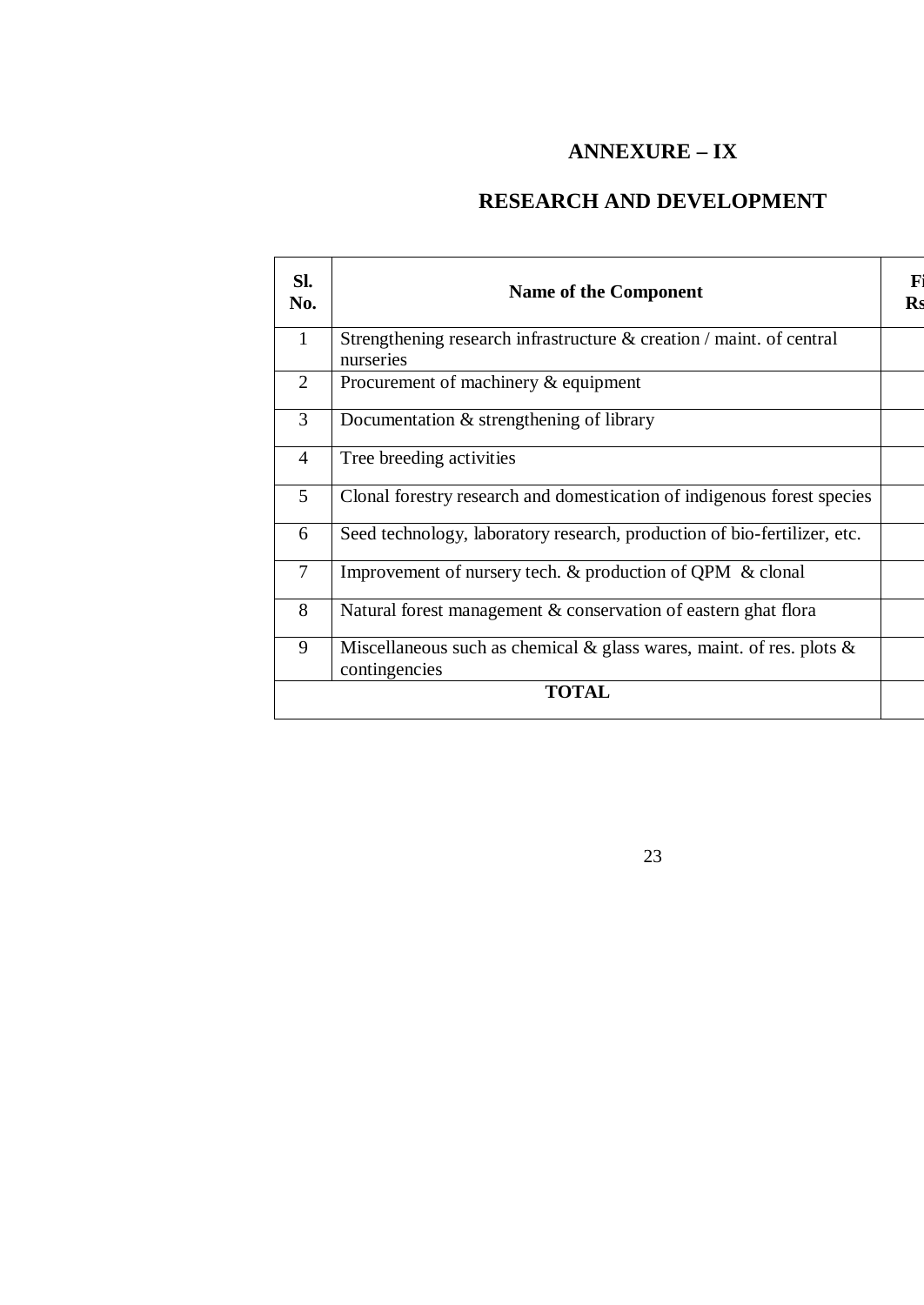# ANNEXURE – IX

## RESEARCH AND DEVELOPMENT

| Sl. No. | Name of the Component | Fi Rs |
|---|---|---|
| 1 | Strengthening research infrastructure & creation / maint. of central nurseries | |
| 2 | Procurement of machinery & equipment | |
| 3 | Documentation & strengthening of library | |
| 4 | Tree breeding activities | |
| 5 | Clonal forestry research and domestication of indigenous forest species | |
| 6 | Seed technology, laboratory research, production of bio-fertilizer, etc. | |
| 7 | Improvement of nursery tech. & production of QPM & clonal | |
| 8 | Natural forest management & conservation of eastern ghat flora | |
| 9 | Miscellaneous such as chemical & glass wares, maint. of res. plots & contingencies | |
| | **TOTAL** | |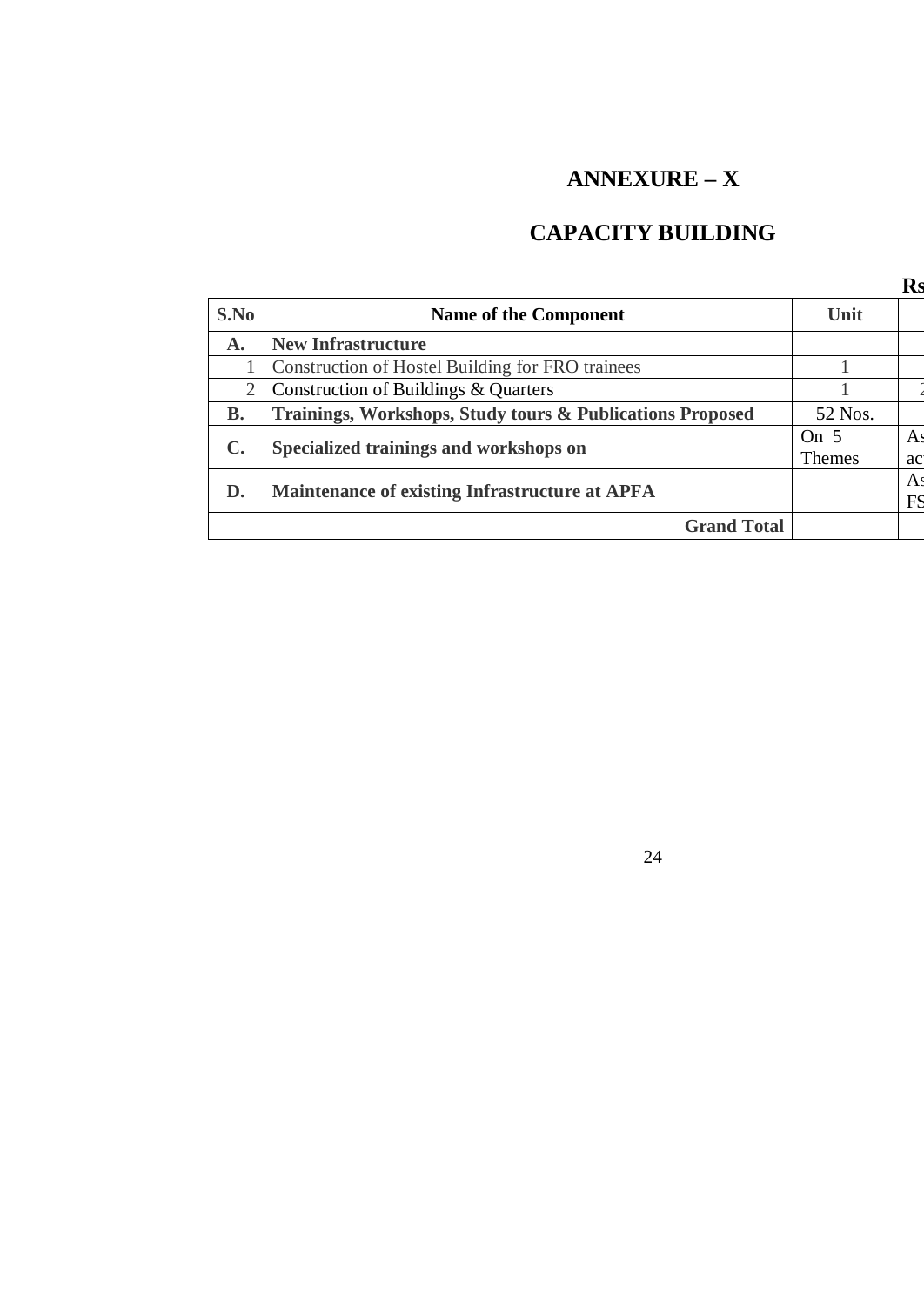# ANNEXURE – X

## CAPACITY BUILDING

**Rs**

| S.No | Name of the Component | Unit | |
|---|---|---|---|
| **A.** | **New Infrastructure** | | |
| 1 | Construction of Hostel Building for FRO trainees | 1 | |
| 2 | Construction of Buildings & Quarters | 1 | 2 |
| **B.** | **Trainings, Workshops, Study tours & Publications Proposed** | 52 Nos. | |
| **C.** | **Specialized trainings and workshops on** | On 5 Themes | As ac |
| **D.** | **Maintenance of existing Infrastructure at APFA** | | As FS |
| | **Grand Total** | | |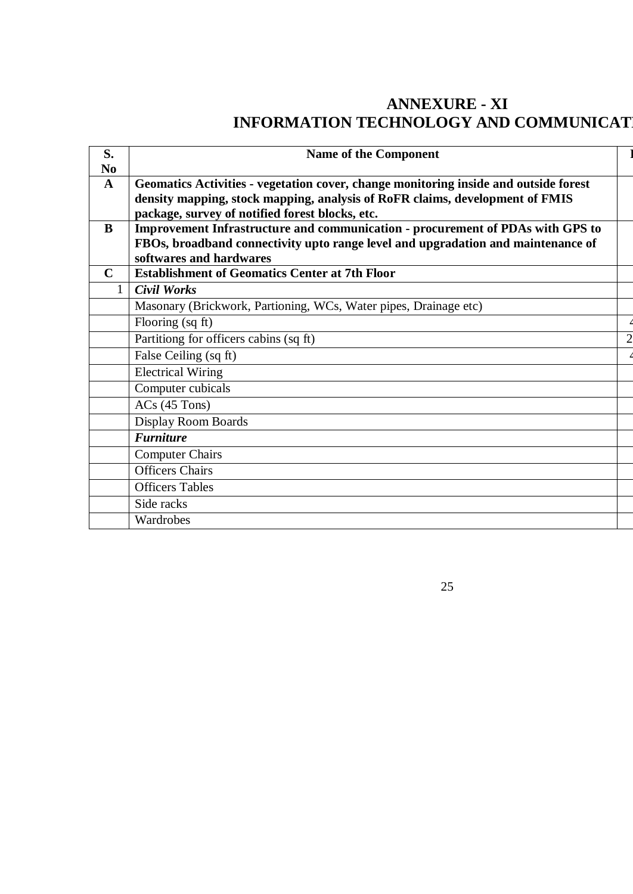# ANNEXURE - XI

# INFORMATION TECHNOLOGY AND COMMUNICATI

| S. No | Name of the Component | |
|---|---|---|
| **A** | **Geomatics Activities - vegetation cover, change monitoring inside and outside forest density mapping, stock mapping, analysis of RoFR claims, development of FMIS package, survey of notified forest blocks, etc.** | |
| **B** | **Improvement Infrastructure and communication - procurement of PDAs with GPS to FBOs, broadband connectivity upto range level and upgradation and maintenance of softwares and hardwares** | |
| **C** | **Establishment of Geomatics Center at 7th Floor** | |
| 1 | ***Civil Works*** | |
| | Masonary (Brickwork, Partioning, WCs, Water pipes, Drainage etc) | |
| | Flooring (sq ft) | 4 |
| | Partitiong for officers cabins (sq ft) | 2 |
| | False Ceiling (sq ft) | 4 |
| | Electrical Wiring | |
| | Computer cubicals | |
| | ACs (45 Tons) | |
| | Display Room Boards | |
| | ***Furniture*** | |
| | Computer Chairs | |
| | Officers Chairs | |
| | Officers Tables | |
| | Side racks | |
| | Wardrobes | |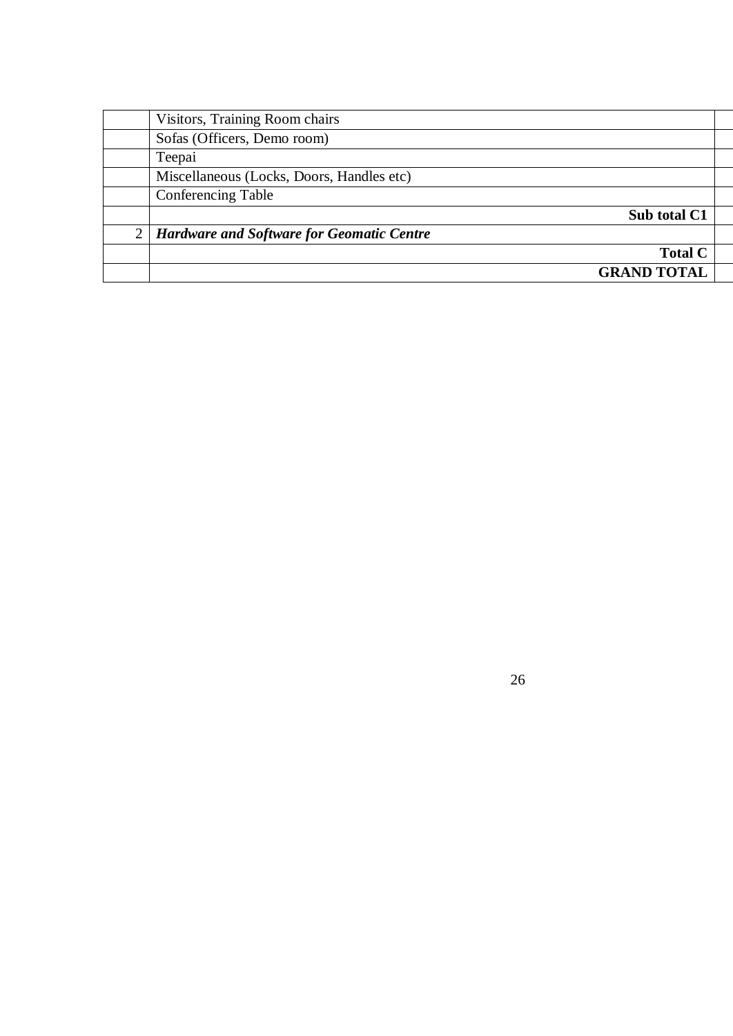| | | |
|---|---|---|
| | Visitors, Training Room chairs | |
| | Sofas (Officers, Demo room) | |
| | Teepai | |
| | Miscellaneous (Locks, Doors, Handles etc) | |
| | Conferencing Table | |
| | **Sub total C1** | |
| 2 | ***Hardware and Software for Geomatic Centre*** | |
| | **Total C** | |
| | **GRAND TOTAL** | |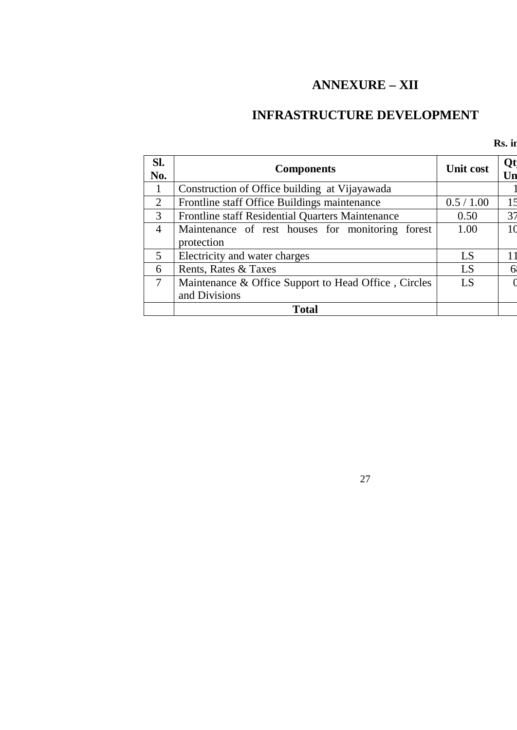# ANNEXURE – XII

## INFRASTRUCTURE DEVELOPMENT

**Rs. ir**

| Sl. No. | Components | Unit cost | Qty Un |
|---|---|---|---|
| 1 | Construction of Office building at Vijayawada | | 1 |
| 2 | Frontline staff Office Buildings maintenance | 0.5 / 1.00 | 15 |
| 3 | Frontline staff Residential Quarters Maintenance | 0.50 | 37 |
| 4 | Maintenance of rest houses for monitoring forest protection | 1.00 | 10 |
| 5 | Electricity and water charges | LS | 11 |
| 6 | Rents, Rates & Taxes | LS | 6 |
| 7 | Maintenance & Office Support to Head Office , Circles and Divisions | LS | 0 |
| | **Total** | | |